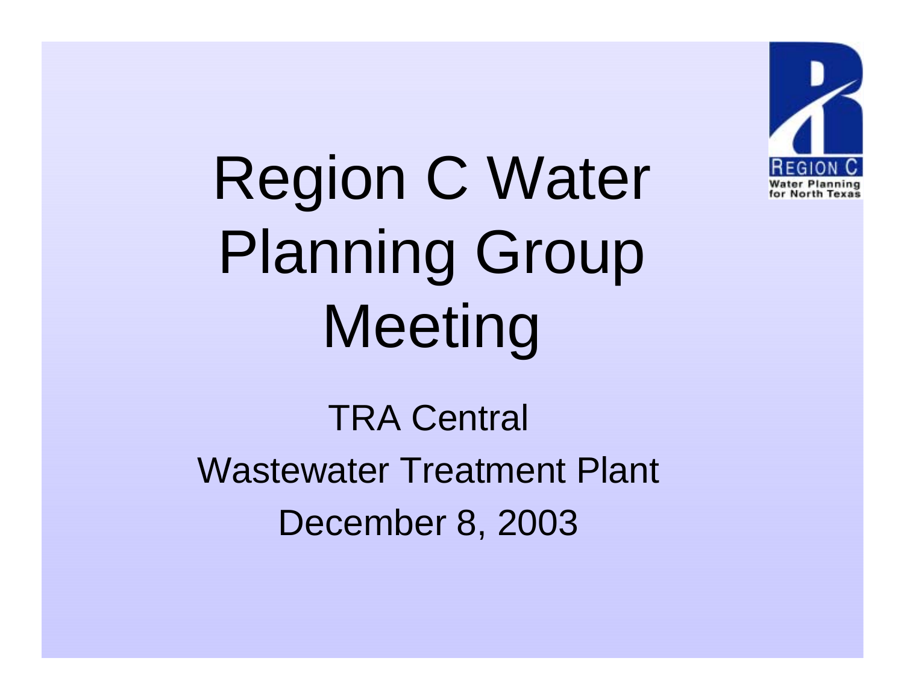# Region C Water Planning Group Meeting

TRA Central

Wastewater Treatment Plant

December 8, 2003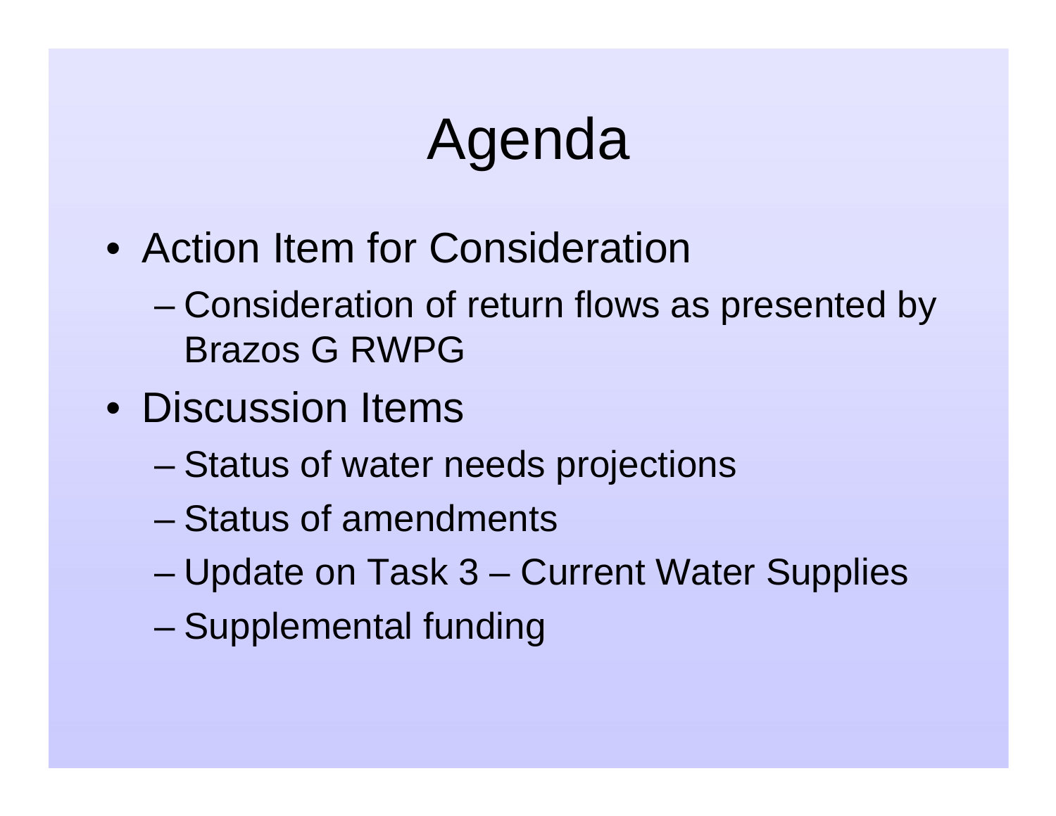# Agenda

- Action Item for Consideration
  - Consideration of return flows as presented by Brazos G RWPG
- Discussion Items
  - Status of water needs projections
  - Status of amendments
  - Update on Task 3 – Current Water Supplies
  - Supplemental funding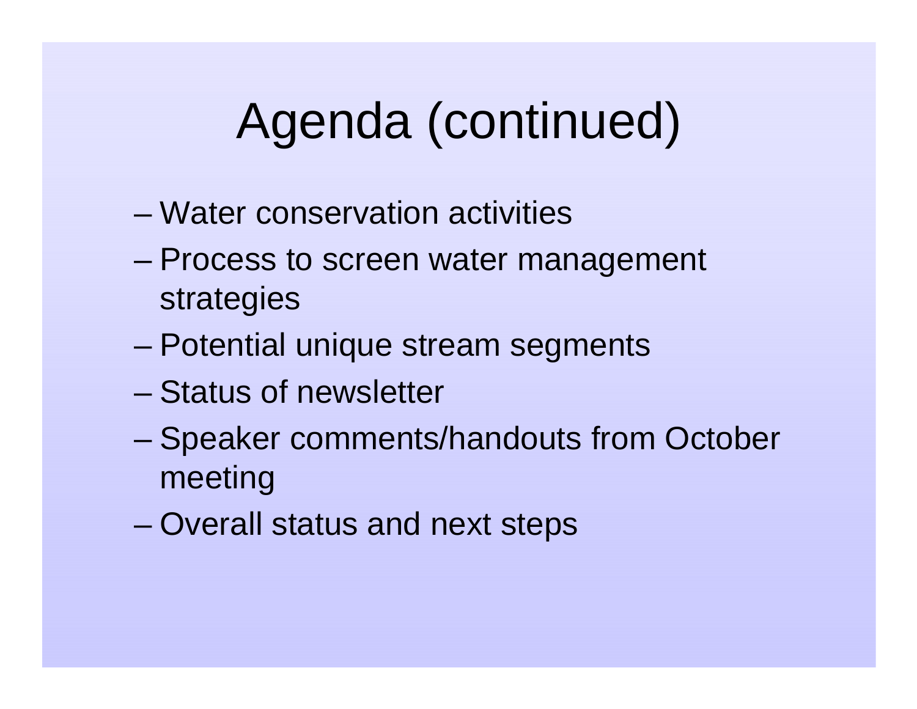# Agenda (continued)

- Water conservation activities
- Process to screen water management strategies
- Potential unique stream segments
- Status of newsletter
- Speaker comments/handouts from October meeting
- Overall status and next steps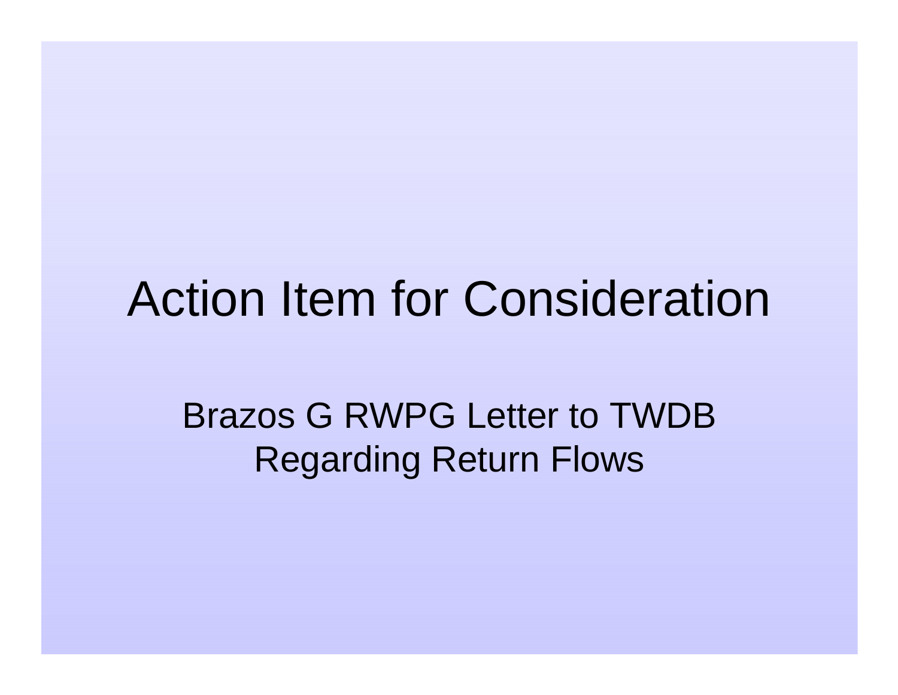# Action Item for Consideration

Brazos G RWPG Letter to TWDB Regarding Return Flows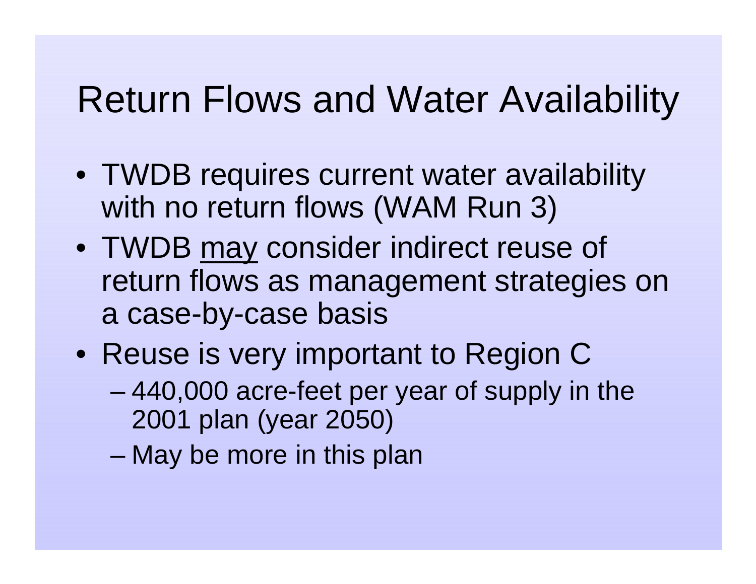# Return Flows and Water Availability

- TWDB requires current water availability with no return flows (WAM Run 3)
- TWDB <u>may</u> consider indirect reuse of return flows as management strategies on a case-by-case basis
- Reuse is very important to Region C
  - 440,000 acre-feet per year of supply in the 2001 plan (year 2050)
  - May be more in this plan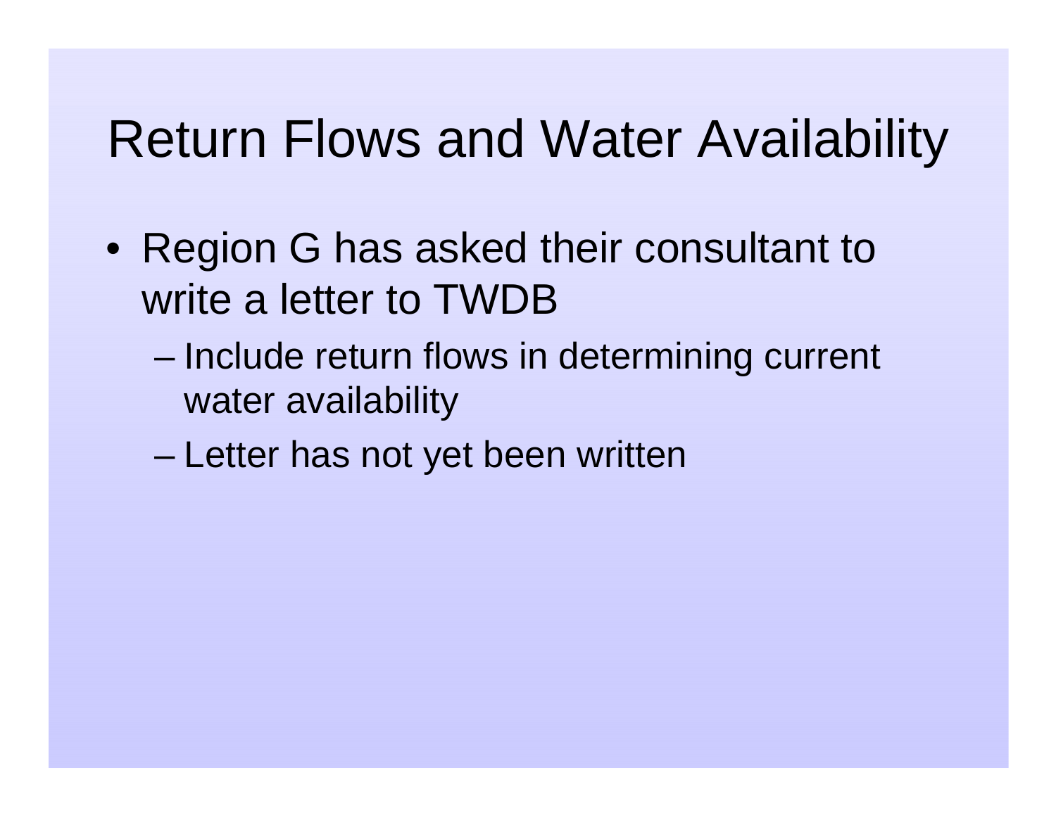# Return Flows and Water Availability

- Region G has asked their consultant to write a letter to TWDB
  - Include return flows in determining current water availability
  - Letter has not yet been written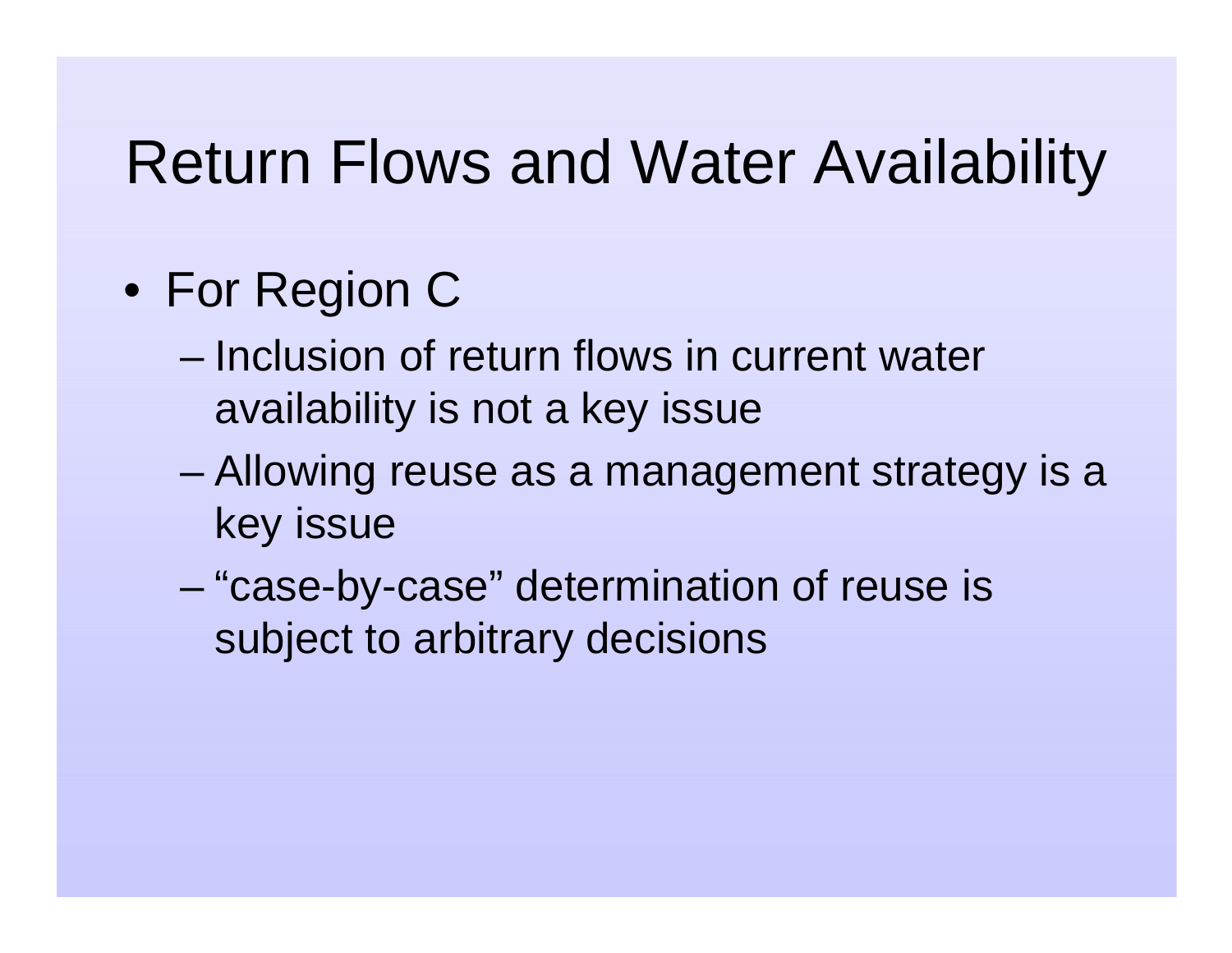# Return Flows and Water Availability

- For Region C
  - Inclusion of return flows in current water availability is not a key issue
  - Allowing reuse as a management strategy is a key issue
  - "case-by-case" determination of reuse is subject to arbitrary decisions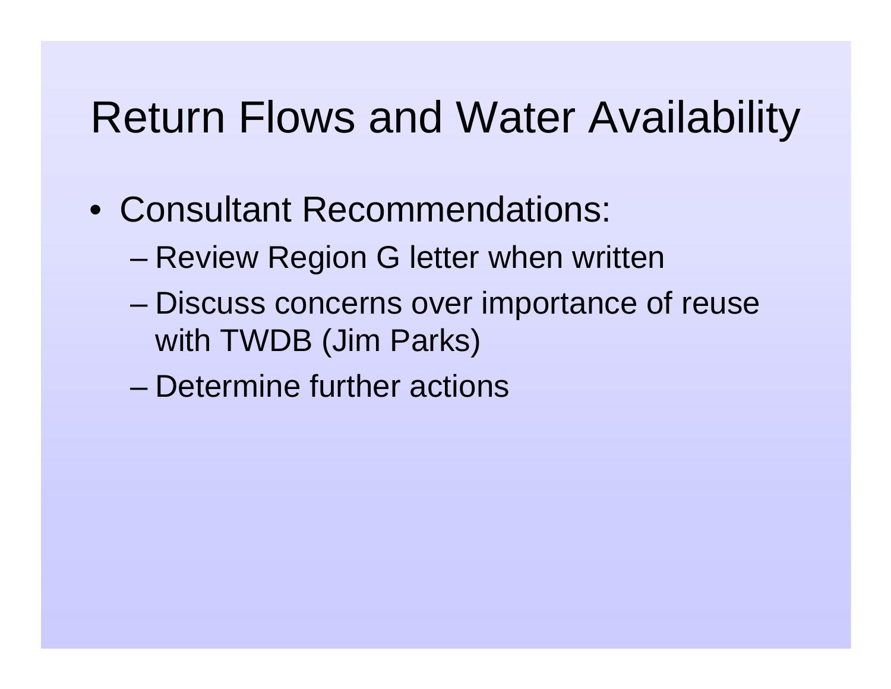# Return Flows and Water Availability

- Consultant Recommendations:
  - Review Region G letter when written
  - Discuss concerns over importance of reuse with TWDB (Jim Parks)
  - Determine further actions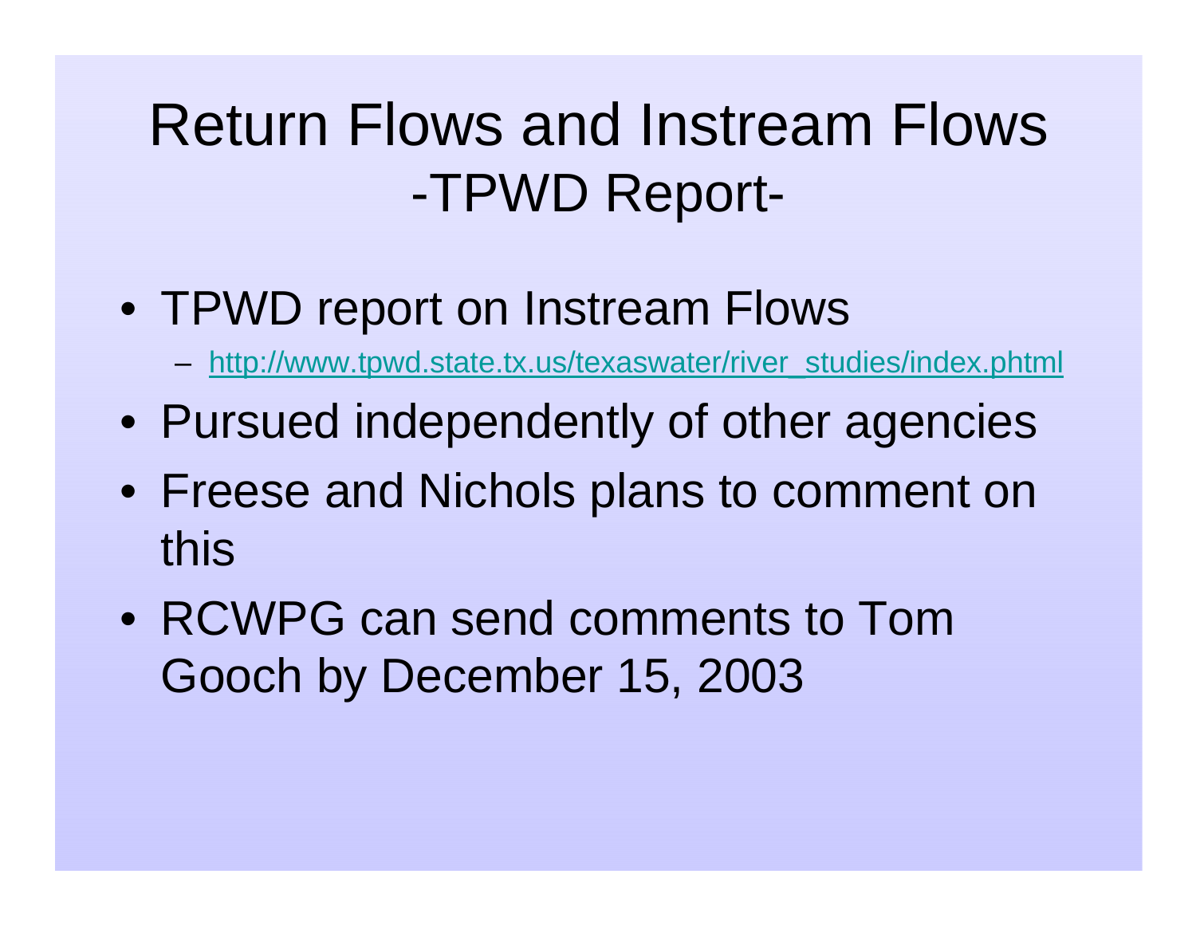# Return Flows and Instream Flows -TPWD Report-

- TPWD report on Instream Flows
  - http://www.tpwd.state.tx.us/texaswater/river_studies/index.phtml
- Pursued independently of other agencies
- Freese and Nichols plans to comment on this
- RCWPG can send comments to Tom Gooch by December 15, 2003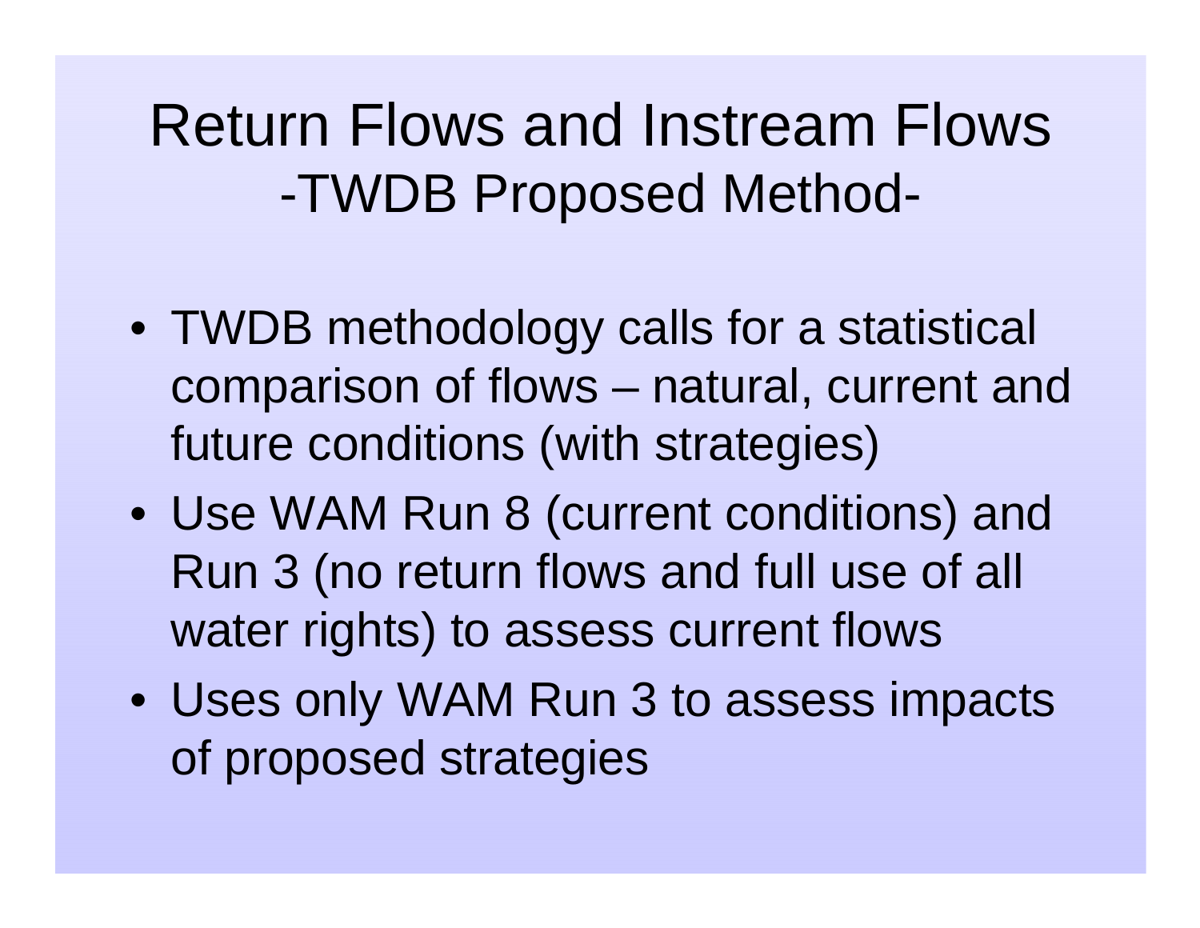# Return Flows and Instream Flows
## -TWDB Proposed Method-

- TWDB methodology calls for a statistical comparison of flows – natural, current and future conditions (with strategies)
- Use WAM Run 8 (current conditions) and Run 3 (no return flows and full use of all water rights) to assess current flows
- Uses only WAM Run 3 to assess impacts of proposed strategies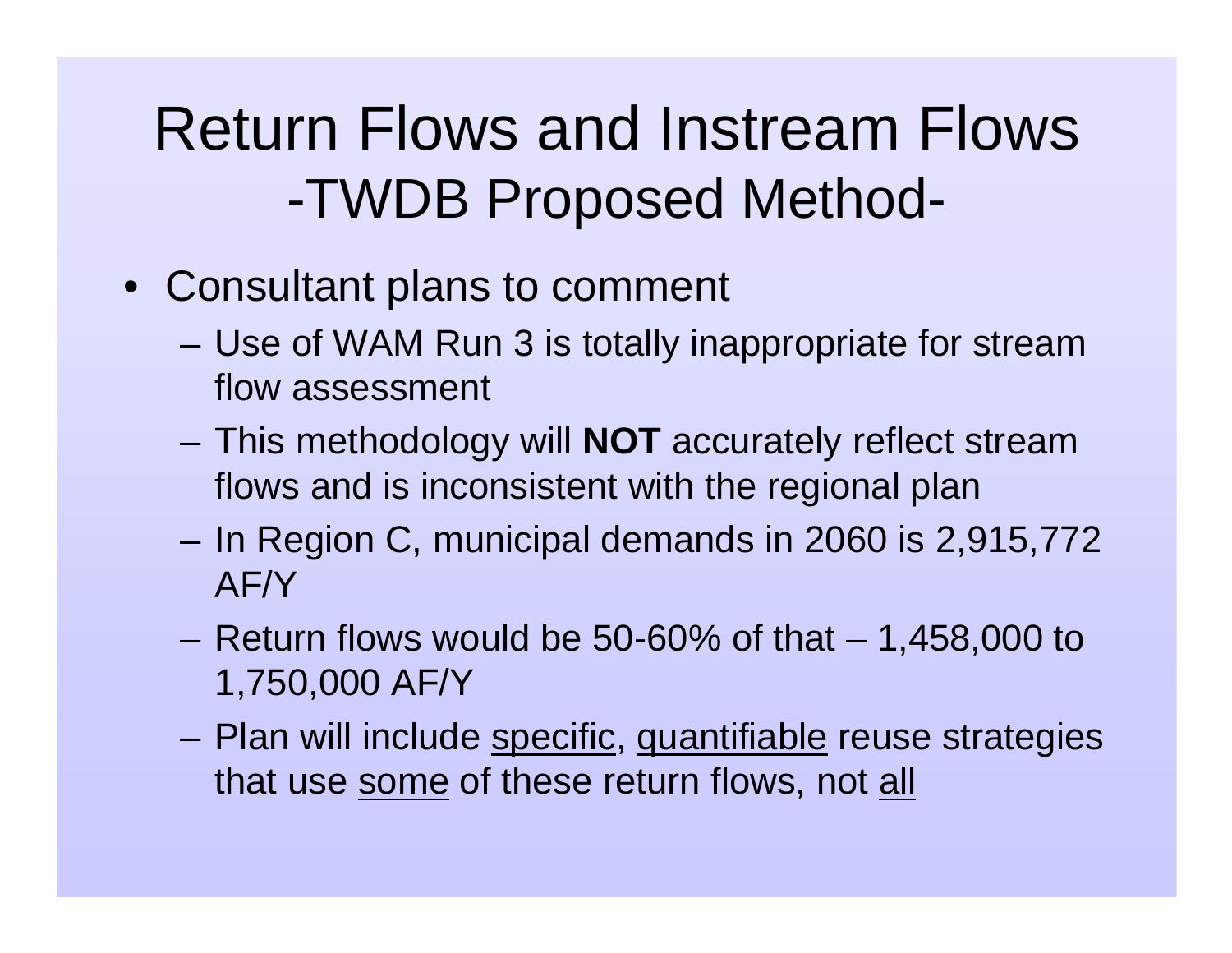# Return Flows and Instream Flows -TWDB Proposed Method-

- Consultant plans to comment
  - Use of WAM Run 3 is totally inappropriate for stream flow assessment
  - This methodology will **NOT** accurately reflect stream flows and is inconsistent with the regional plan
  - In Region C, municipal demands in 2060 is 2,915,772 AF/Y
  - Return flows would be 50-60% of that – 1,458,000 to 1,750,000 AF/Y
  - Plan will include <u>specific</u>, <u>quantifiable</u> reuse strategies that use <u>some</u> of these return flows, not <u>all</u>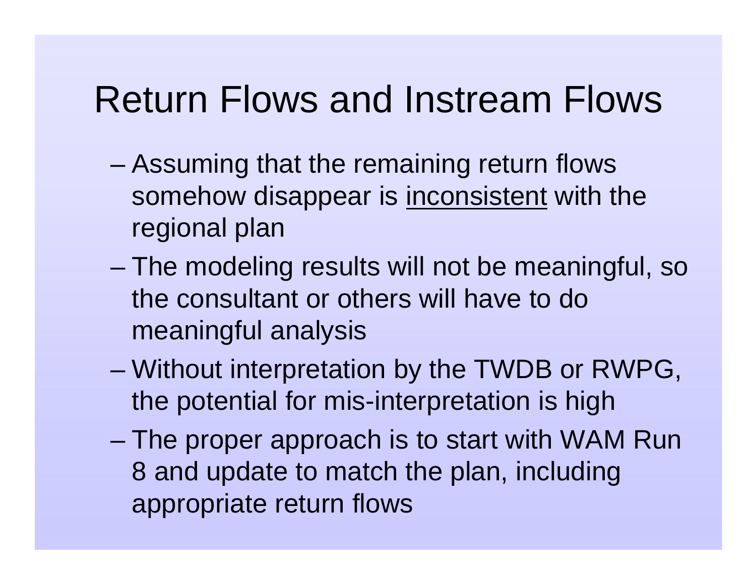# Return Flows and Instream Flows

- Assuming that the remaining return flows somehow disappear is <u>inconsistent</u> with the regional plan
- The modeling results will not be meaningful, so the consultant or others will have to do meaningful analysis
- Without interpretation by the TWDB or RWPG, the potential for mis-interpretation is high
- The proper approach is to start with WAM Run 8 and update to match the plan, including appropriate return flows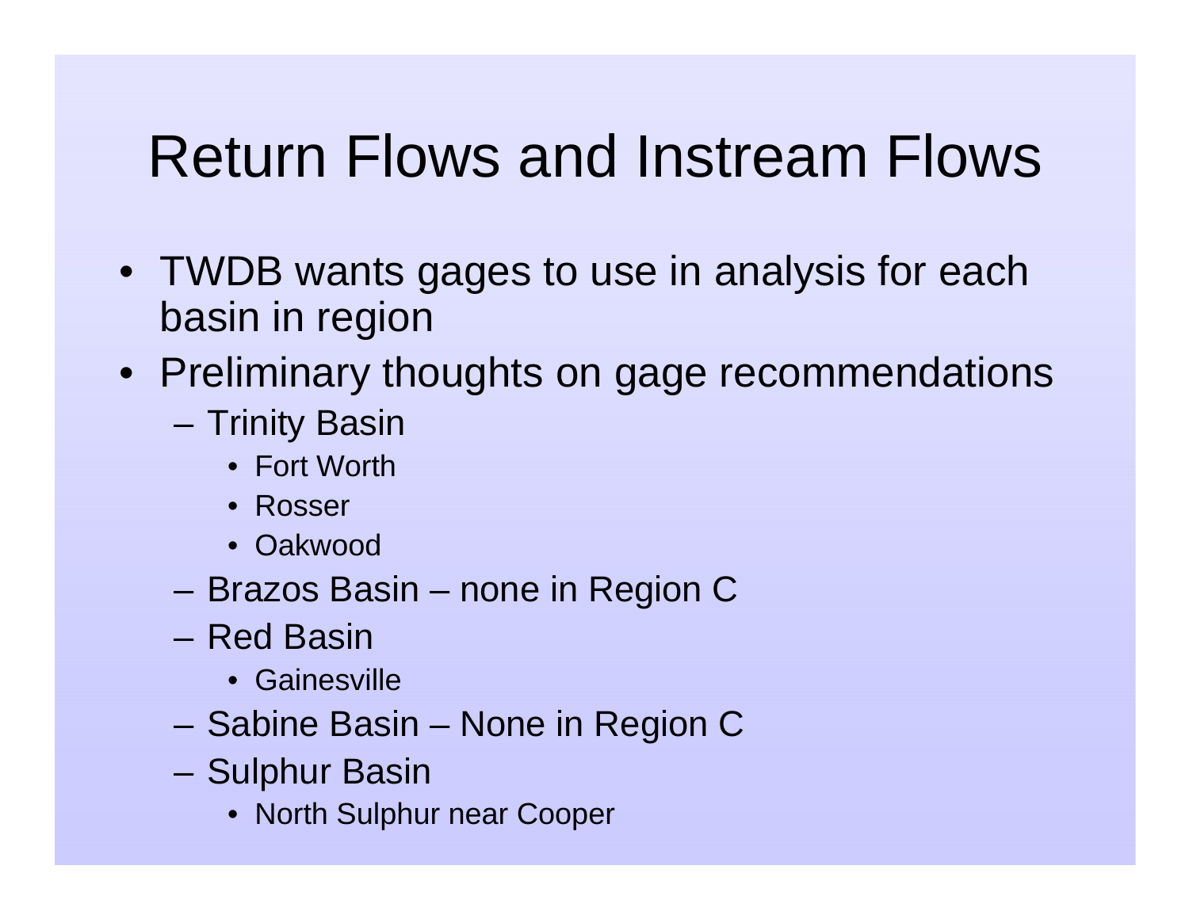# Return Flows and Instream Flows

- TWDB wants gages to use in analysis for each basin in region
- Preliminary thoughts on gage recommendations
  - Trinity Basin
    - Fort Worth
    - Rosser
    - Oakwood
  - Brazos Basin – none in Region C
  - Red Basin
    - Gainesville
  - Sabine Basin – None in Region C
  - Sulphur Basin
    - North Sulphur near Cooper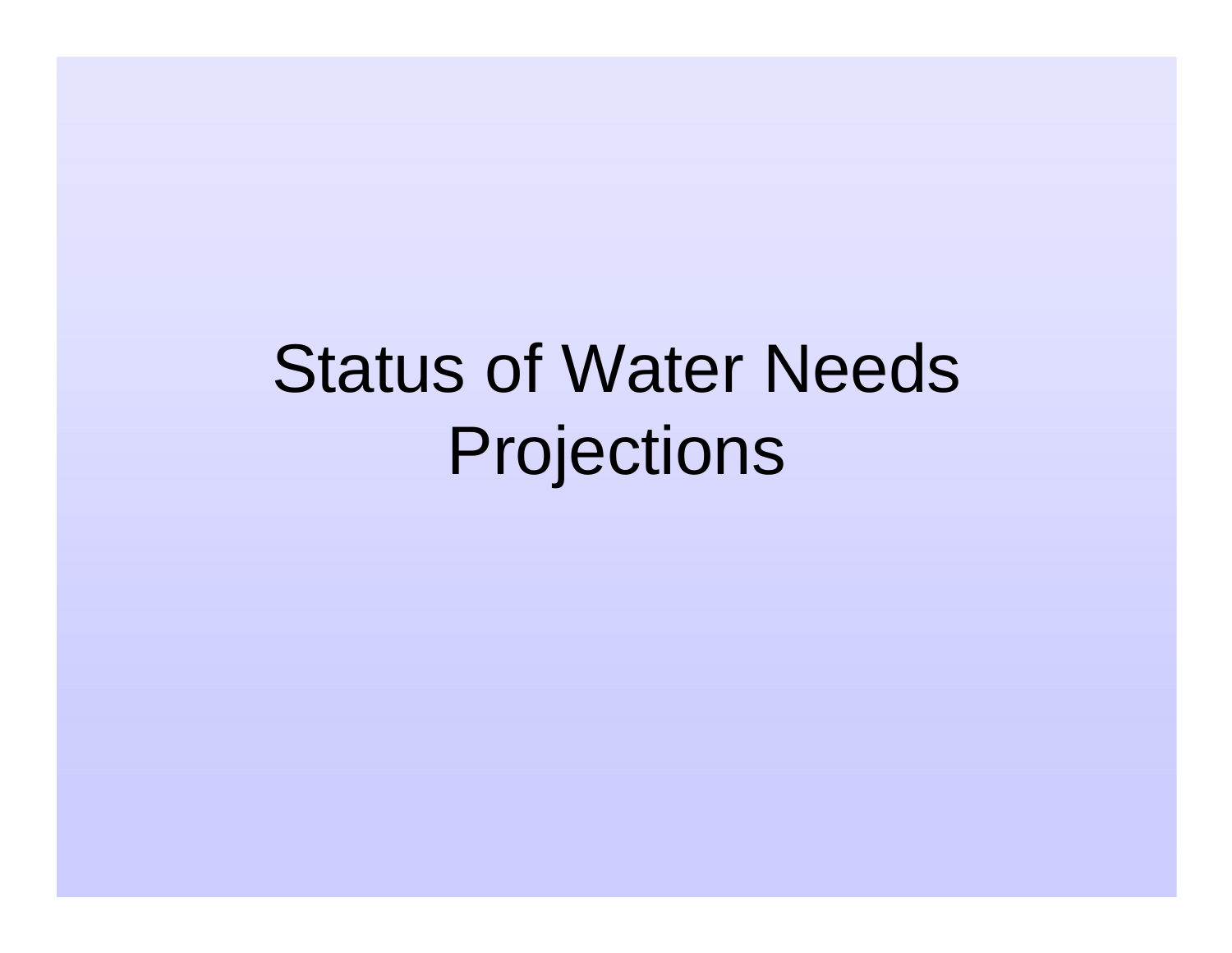# Status of Water Needs Projections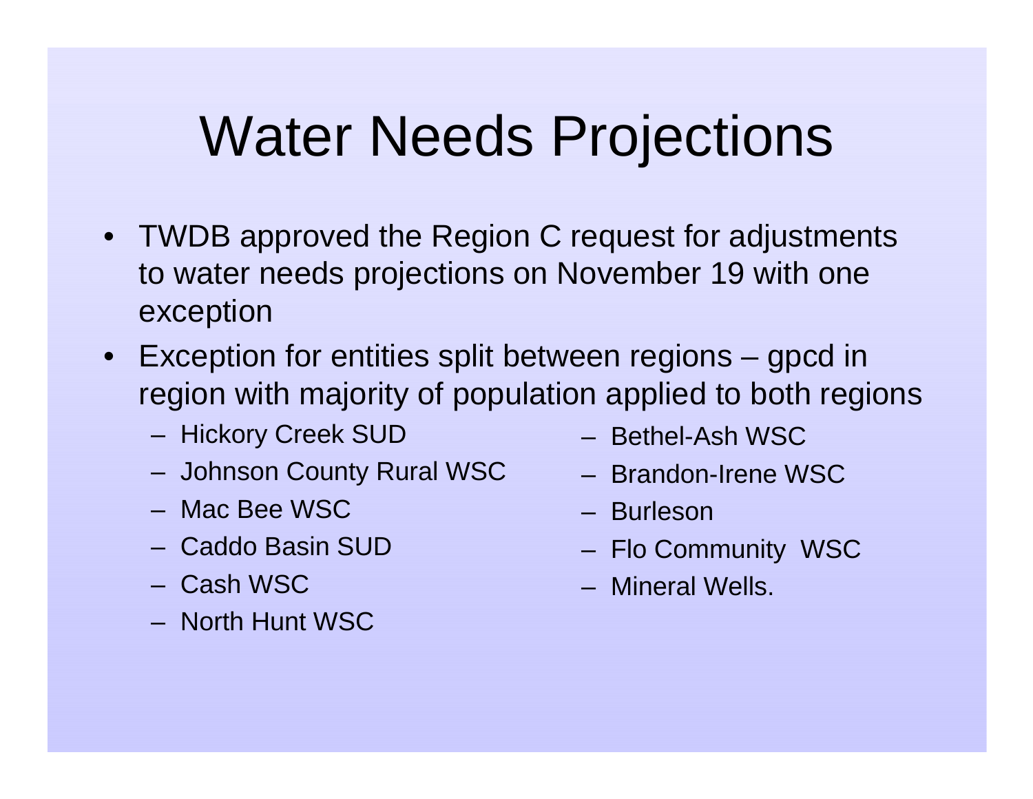# Water Needs Projections

- TWDB approved the Region C request for adjustments to water needs projections on November 19 with one exception
- Exception for entities split between regions – gpcd in region with majority of population applied to both regions
  - Hickory Creek SUD
  - Johnson County Rural WSC
  - Mac Bee WSC
  - Caddo Basin SUD
  - Cash WSC
  - North Hunt WSC
  - Bethel-Ash WSC
  - Brandon-Irene WSC
  - Burleson
  - Flo Community WSC
  - Mineral Wells.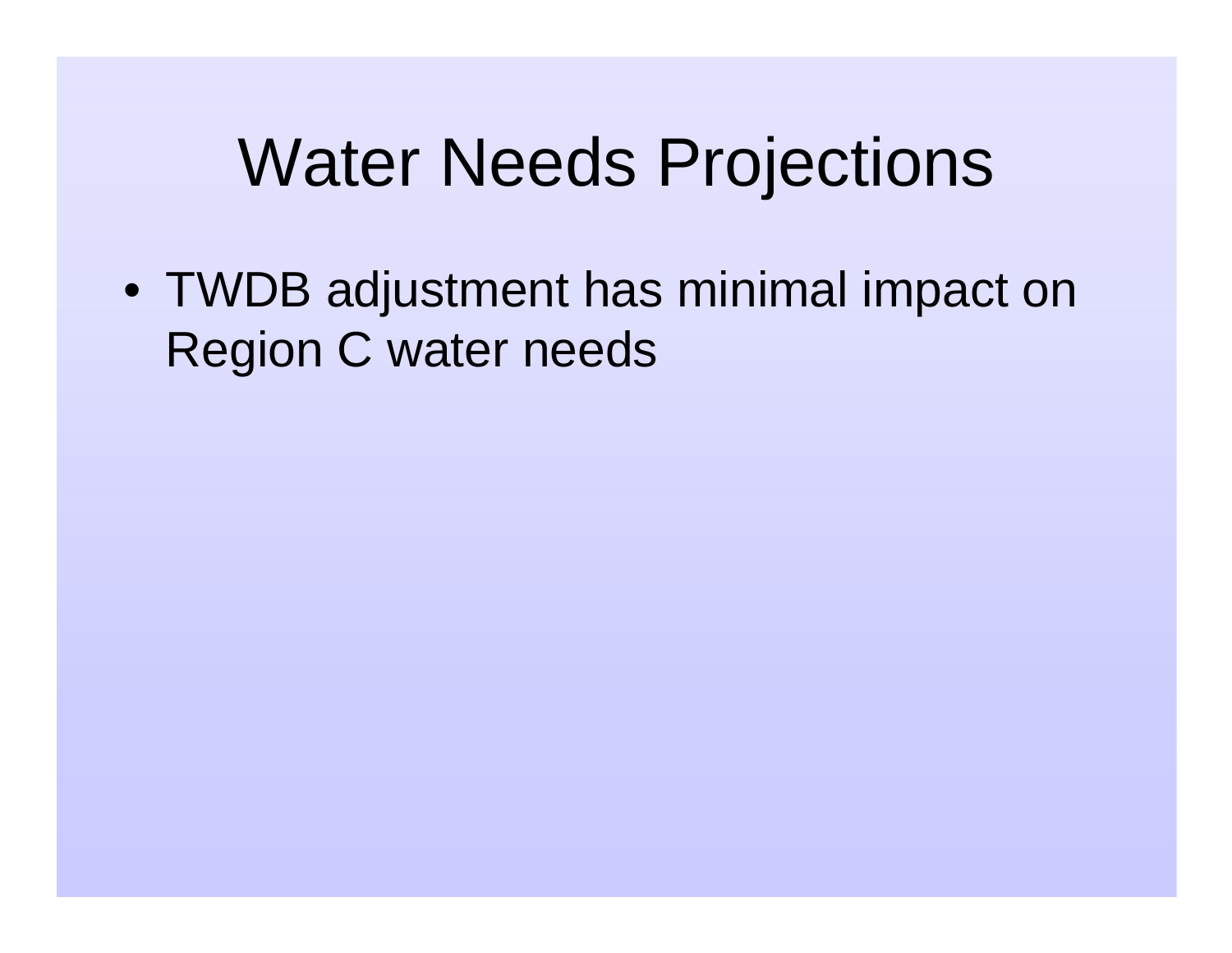# Water Needs Projections

- TWDB adjustment has minimal impact on Region C water needs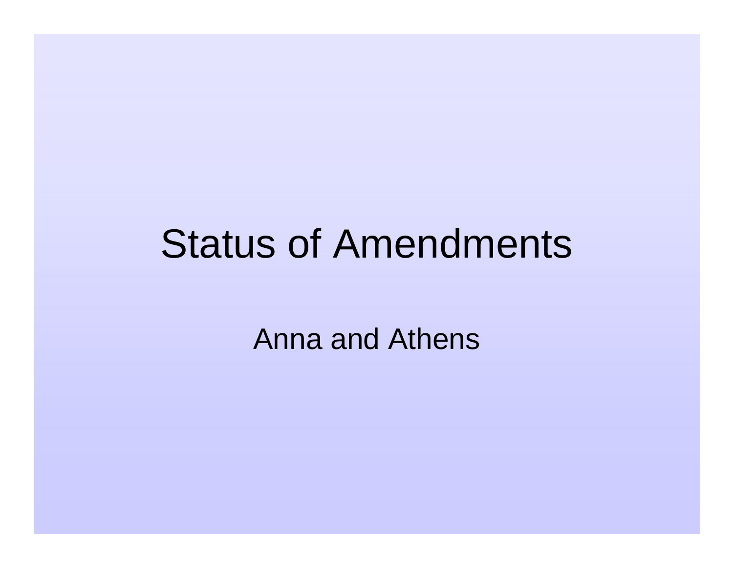# Status of Amendments

Anna and Athens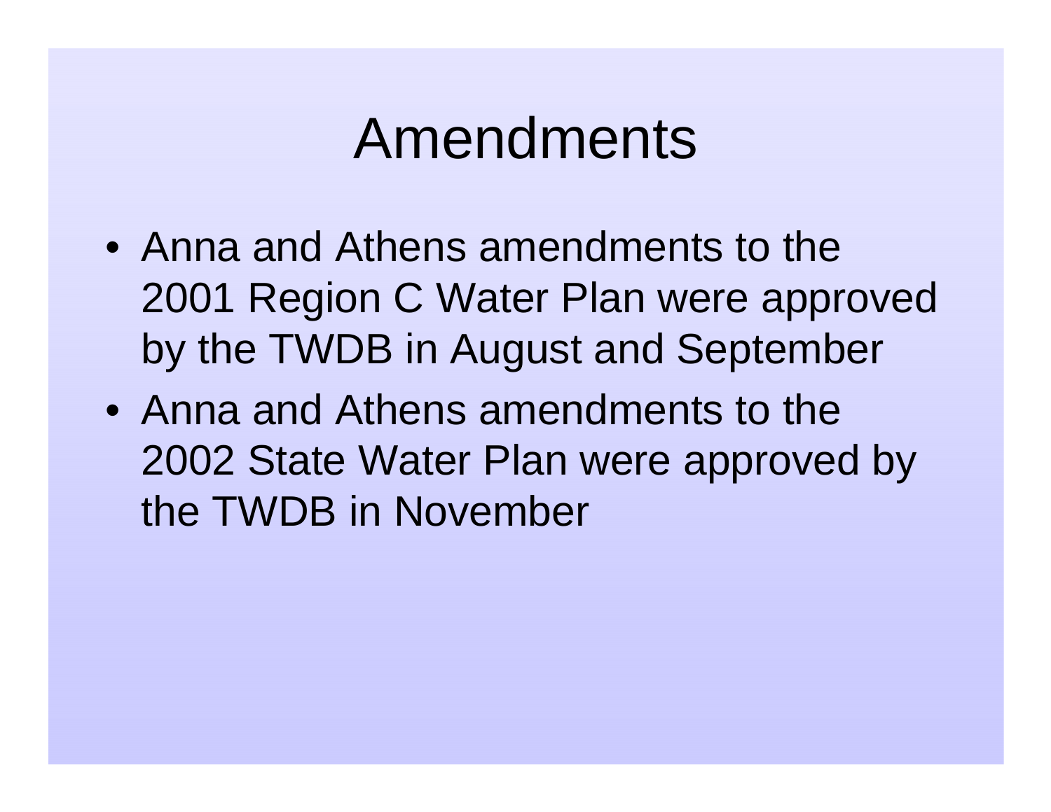# Amendments

- Anna and Athens amendments to the 2001 Region C Water Plan were approved by the TWDB in August and September
- Anna and Athens amendments to the 2002 State Water Plan were approved by the TWDB in November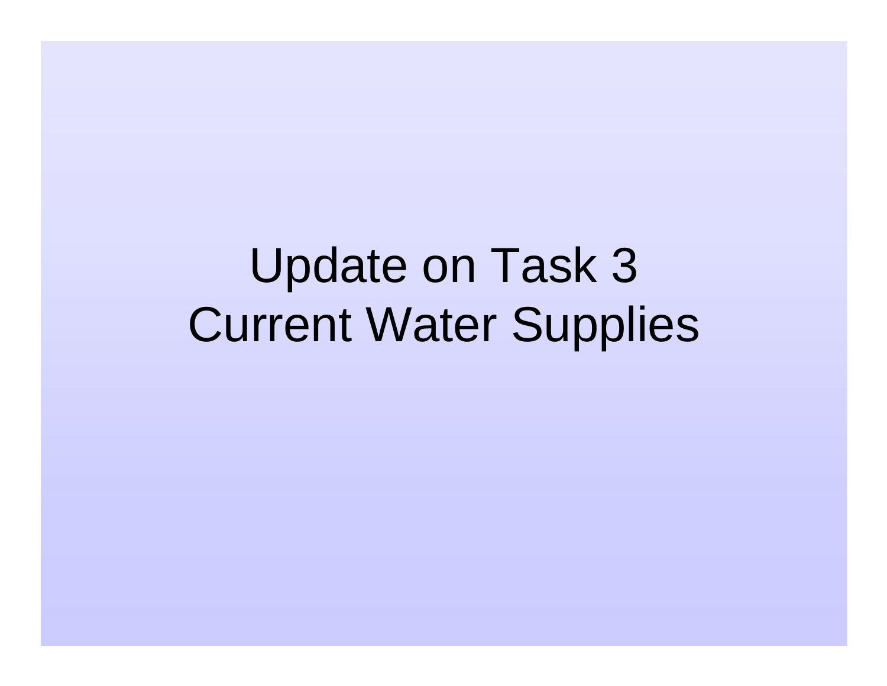# Update on Task 3
# Current Water Supplies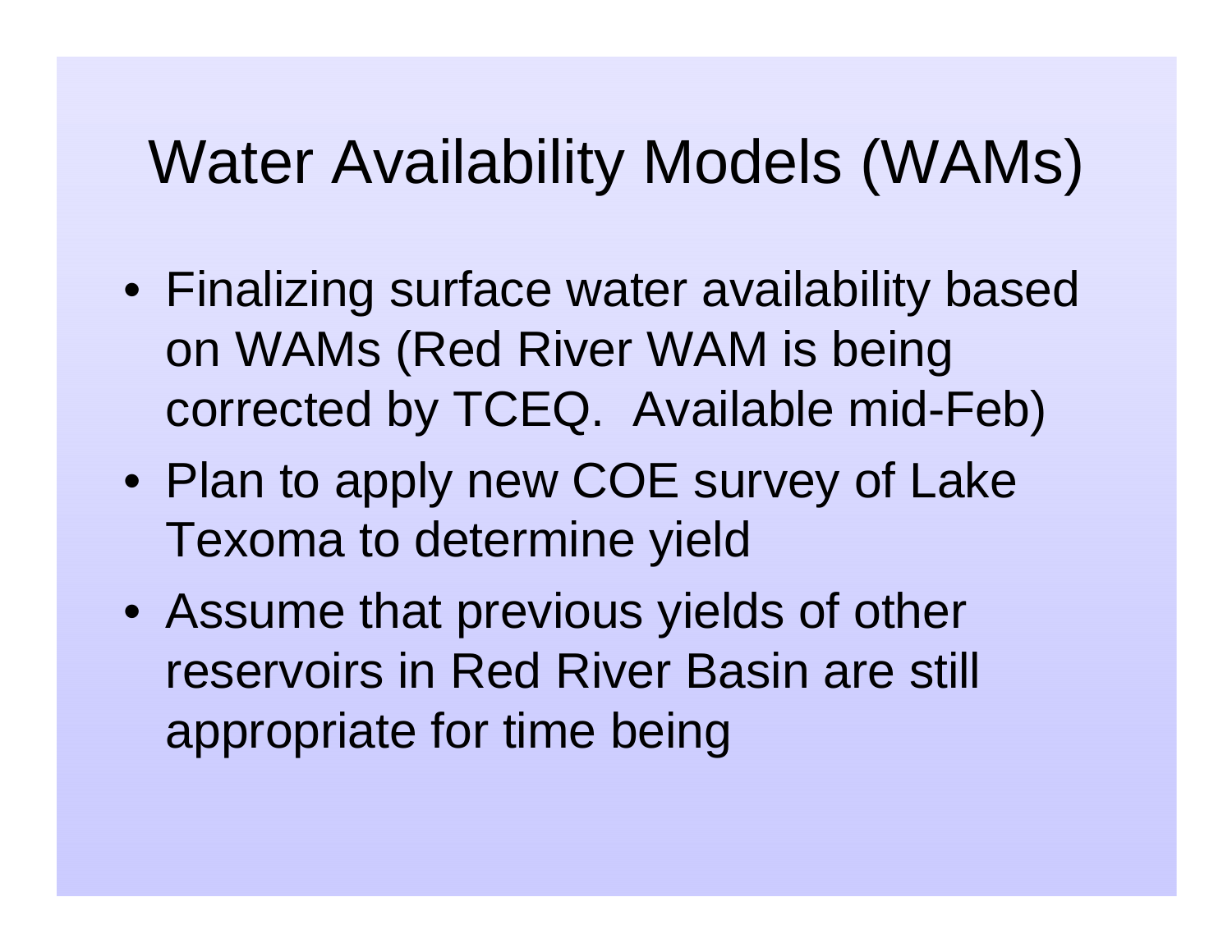# Water Availability Models (WAMs)

- Finalizing surface water availability based on WAMs (Red River WAM is being corrected by TCEQ.  Available mid-Feb)
- Plan to apply new COE survey of Lake Texoma to determine yield
- Assume that previous yields of other reservoirs in Red River Basin are still appropriate for time being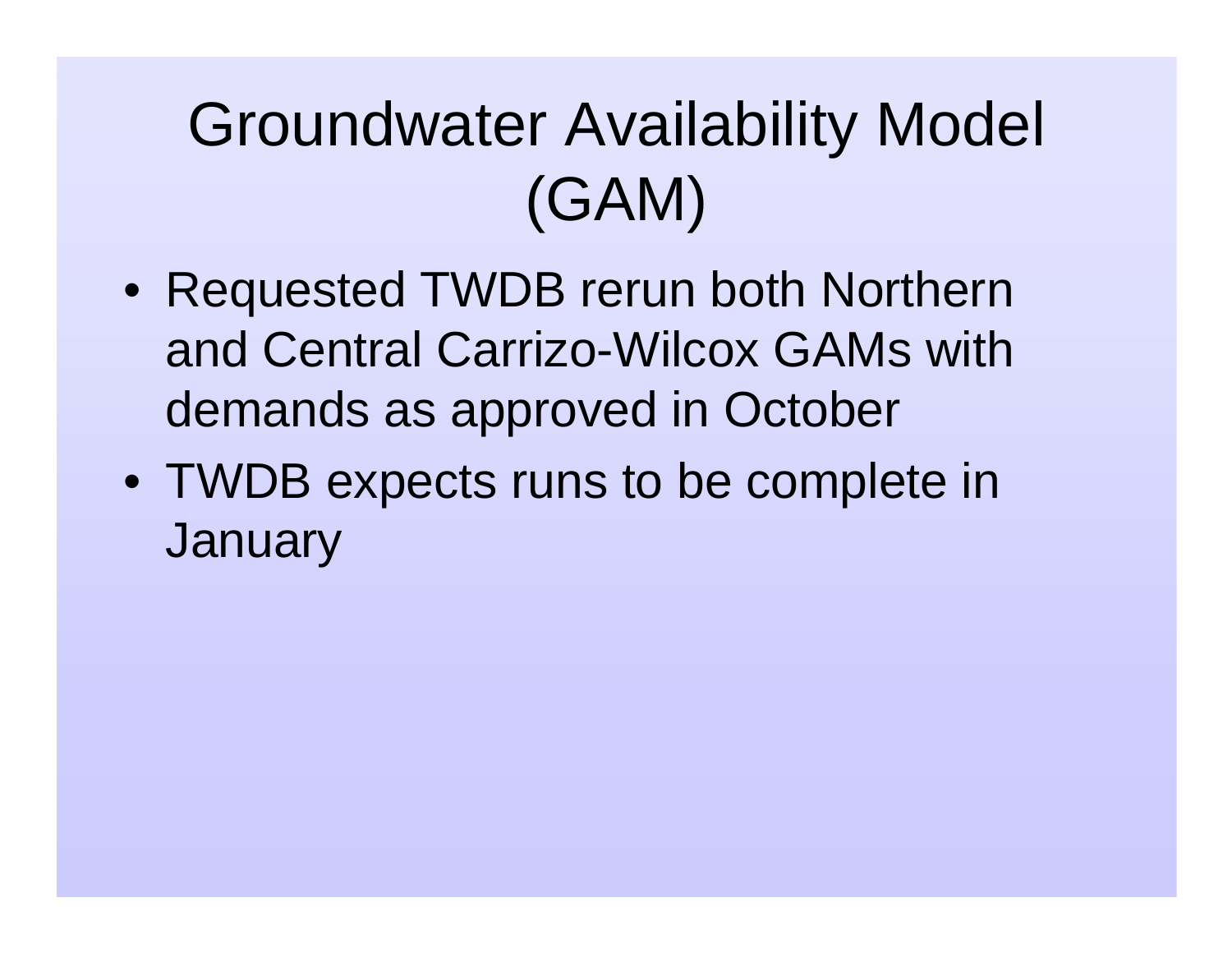# Groundwater Availability Model (GAM)

- Requested TWDB rerun both Northern and Central Carrizo-Wilcox GAMs with demands as approved in October
- TWDB expects runs to be complete in January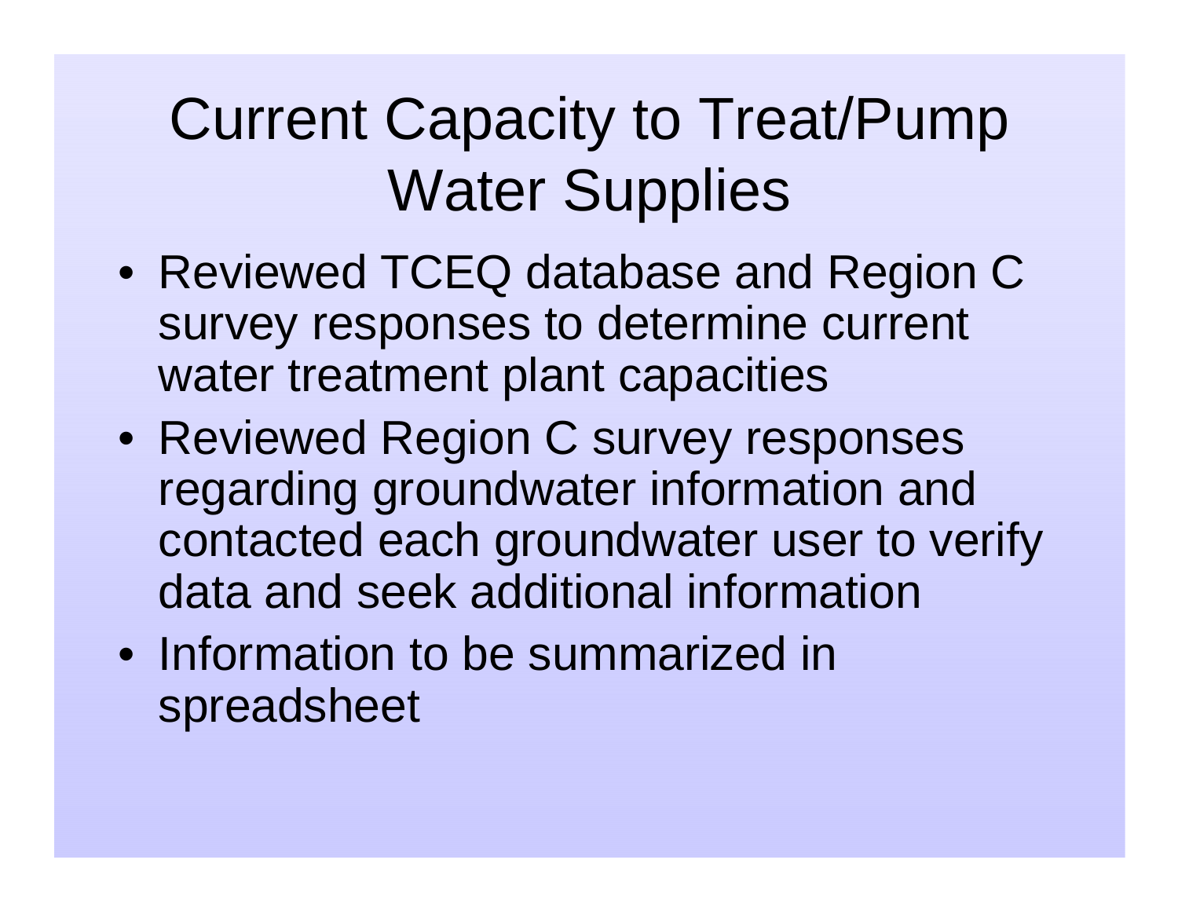# Current Capacity to Treat/Pump Water Supplies

- Reviewed TCEQ database and Region C survey responses to determine current water treatment plant capacities
- Reviewed Region C survey responses regarding groundwater information and contacted each groundwater user to verify data and seek additional information
- Information to be summarized in spreadsheet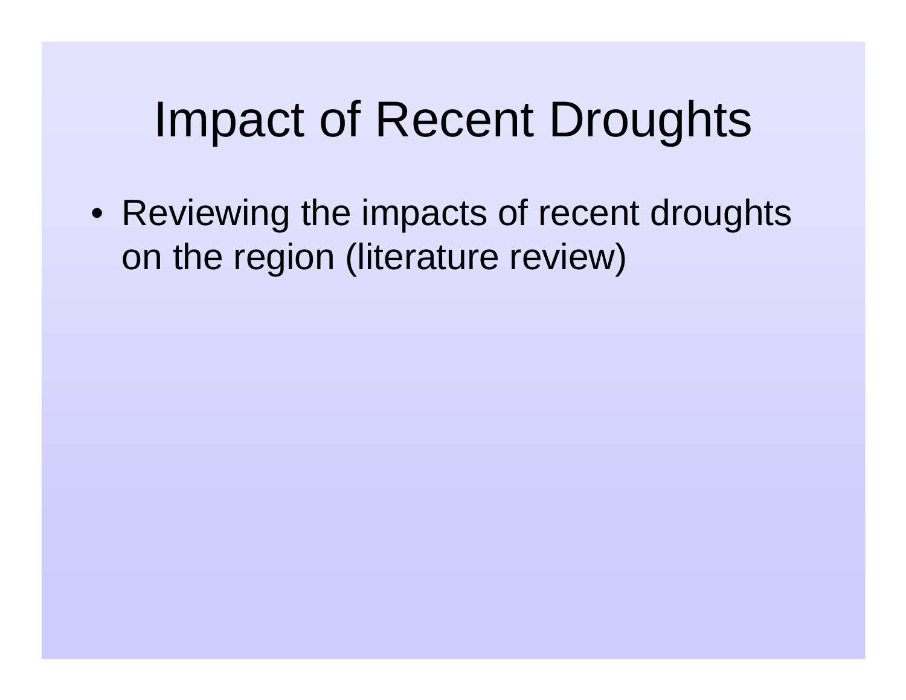# Impact of Recent Droughts

- Reviewing the impacts of recent droughts on the region (literature review)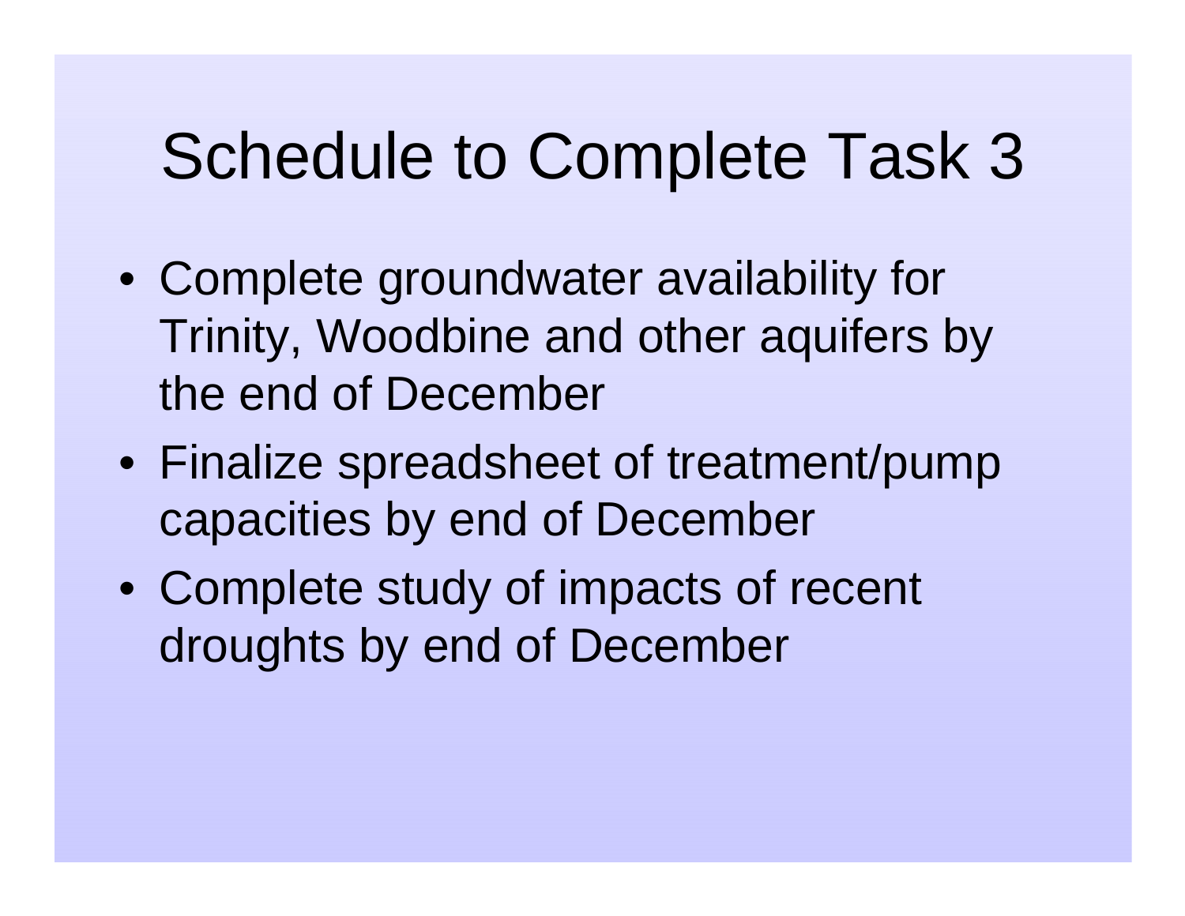# Schedule to Complete Task 3

- Complete groundwater availability for Trinity, Woodbine and other aquifers by the end of December
- Finalize spreadsheet of treatment/pump capacities by end of December
- Complete study of impacts of recent droughts by end of December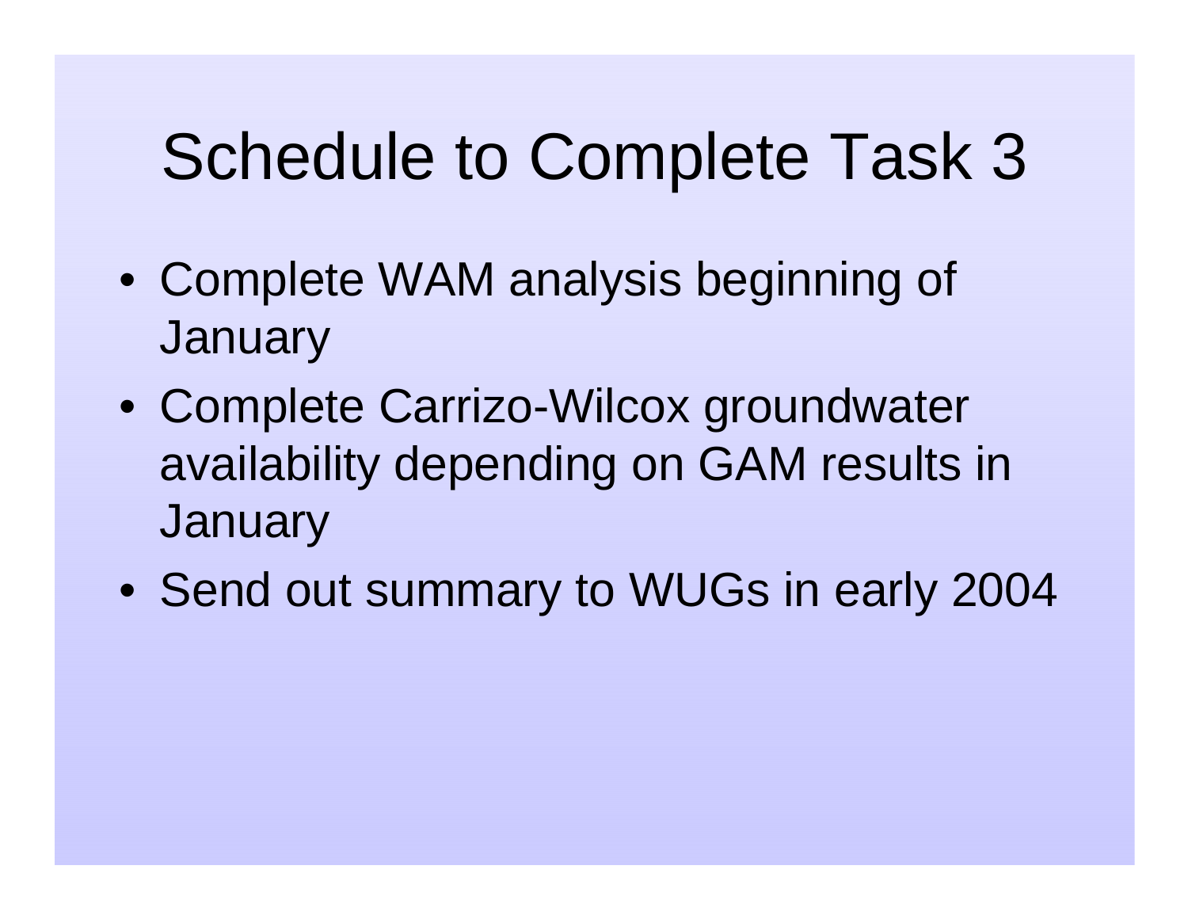# Schedule to Complete Task 3

- Complete WAM analysis beginning of January
- Complete Carrizo-Wilcox groundwater availability depending on GAM results in January
- Send out summary to WUGs in early 2004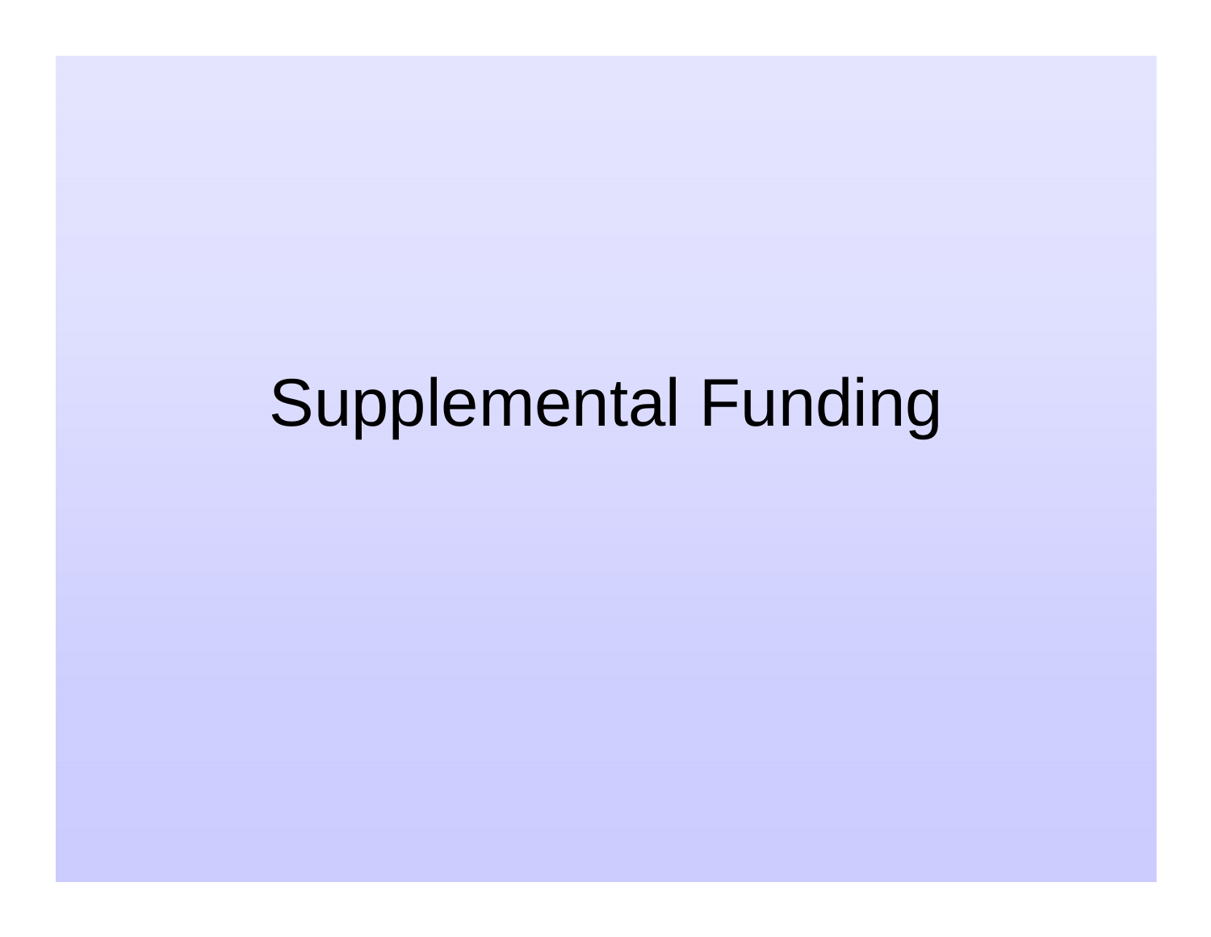# Supplemental Funding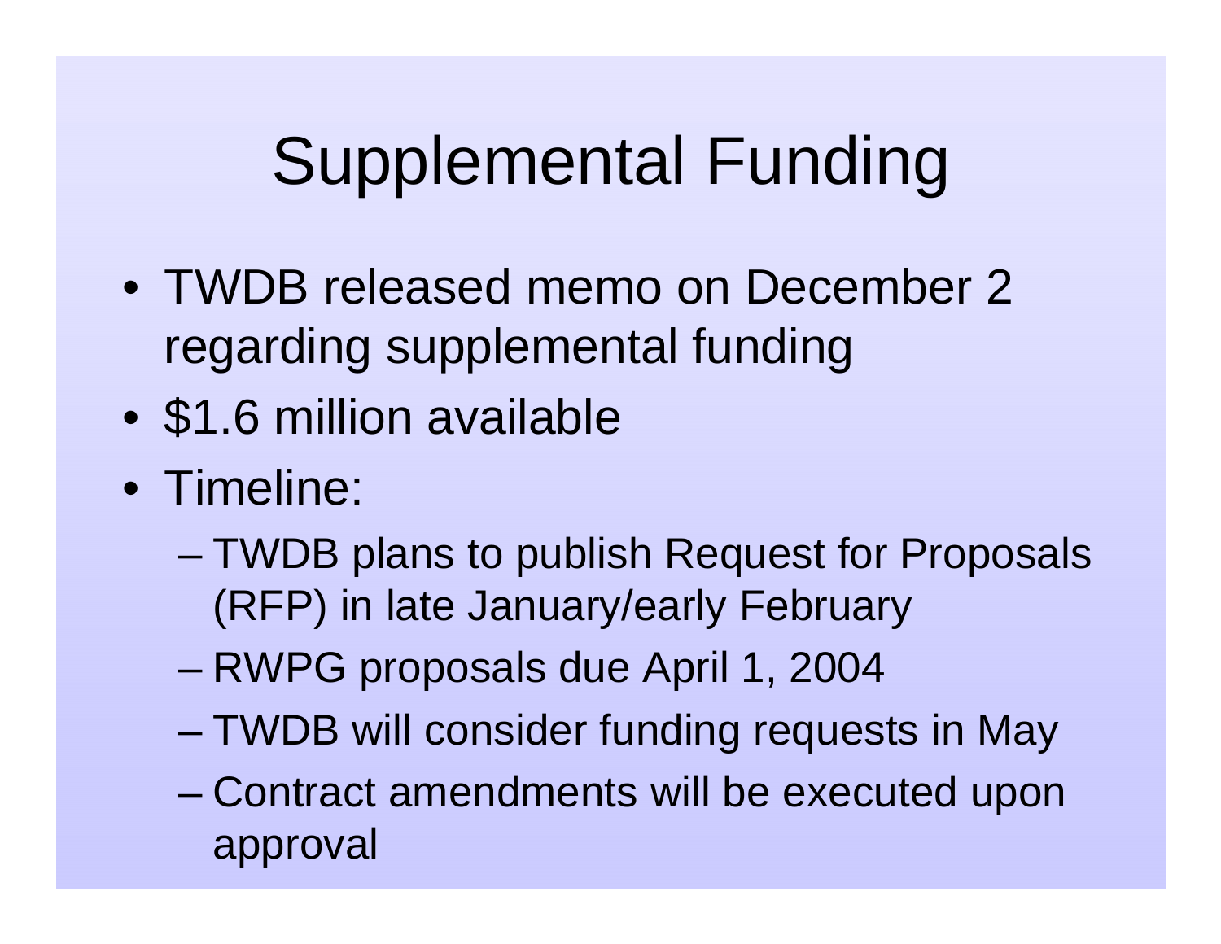# Supplemental Funding

- TWDB released memo on December 2 regarding supplemental funding
- $1.6 million available
- Timeline:
  - TWDB plans to publish Request for Proposals (RFP) in late January/early February
  - RWPG proposals due April 1, 2004
  - TWDB will consider funding requests in May
  - Contract amendments will be executed upon approval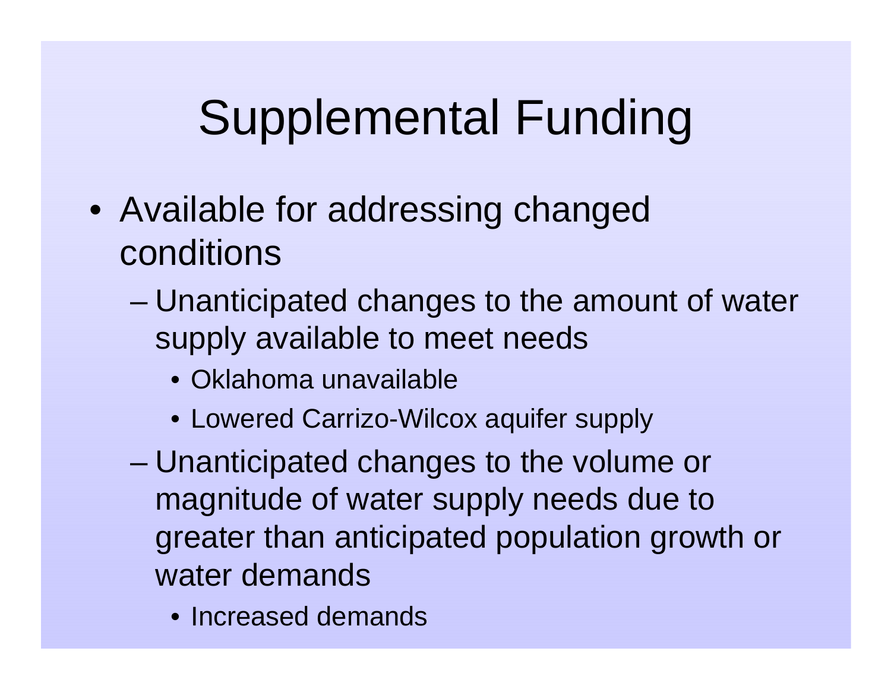# Supplemental Funding

- Available for addressing changed conditions
  - Unanticipated changes to the amount of water supply available to meet needs
    - Oklahoma unavailable
    - Lowered Carrizo-Wilcox aquifer supply
  - Unanticipated changes to the volume or magnitude of water supply needs due to greater than anticipated population growth or water demands
    - Increased demands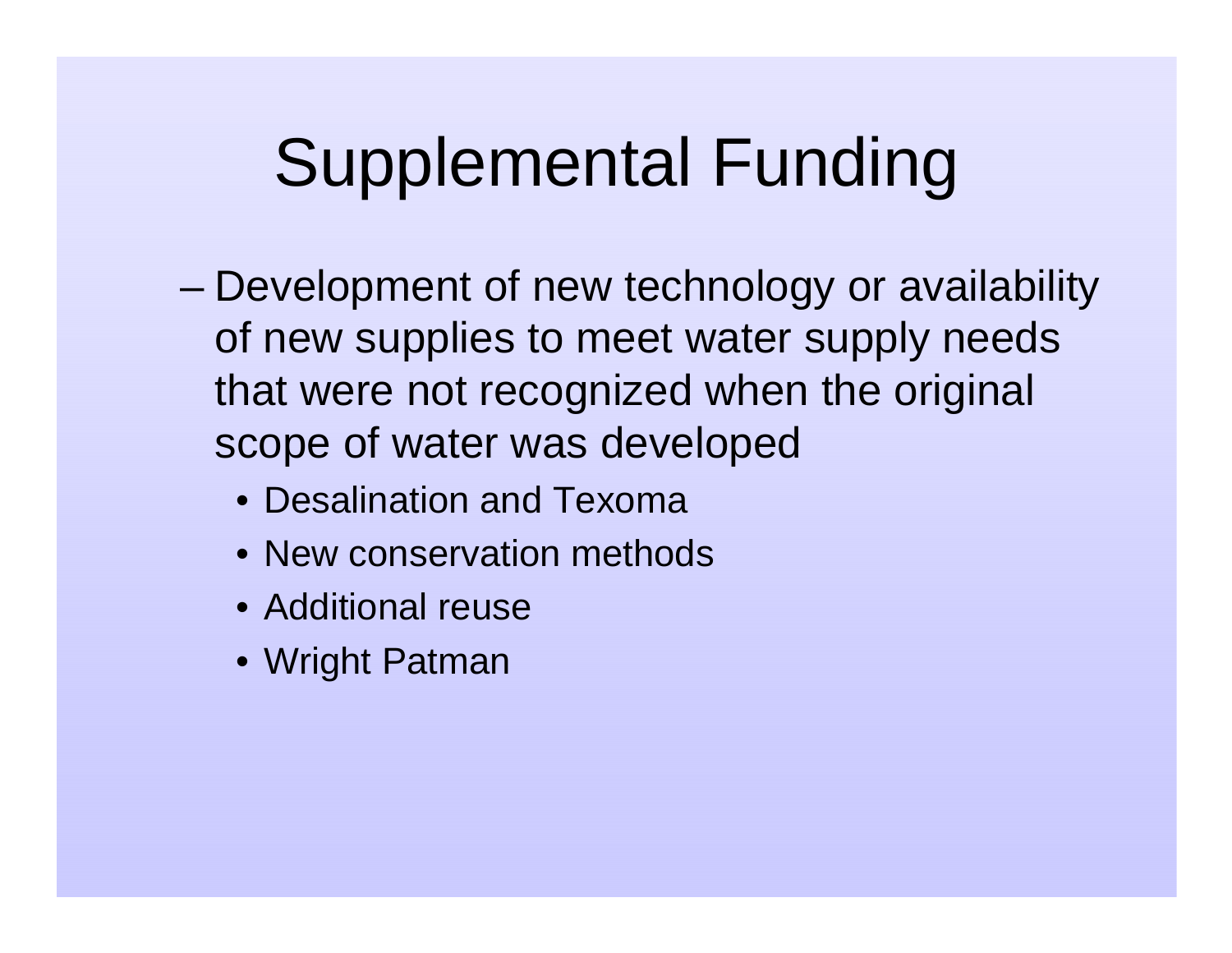# Supplemental Funding

- Development of new technology or availability of new supplies to meet water supply needs that were not recognized when the original scope of water was developed
  - Desalination and Texoma
  - New conservation methods
  - Additional reuse
  - Wright Patman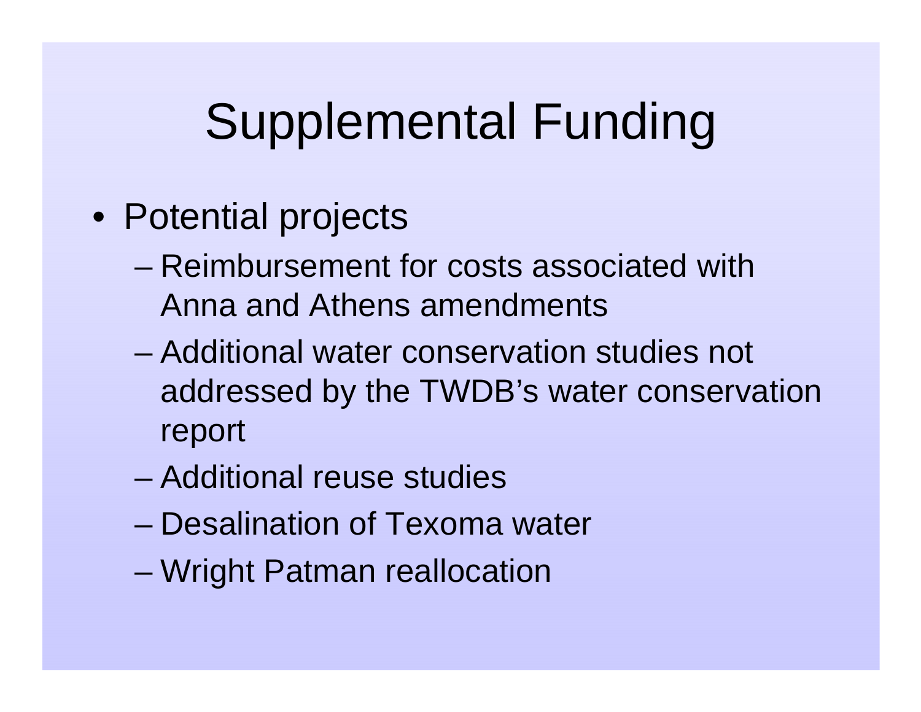# Supplemental Funding

- Potential projects
  - Reimbursement for costs associated with Anna and Athens amendments
  - Additional water conservation studies not addressed by the TWDB's water conservation report
  - Additional reuse studies
  - Desalination of Texoma water
  - Wright Patman reallocation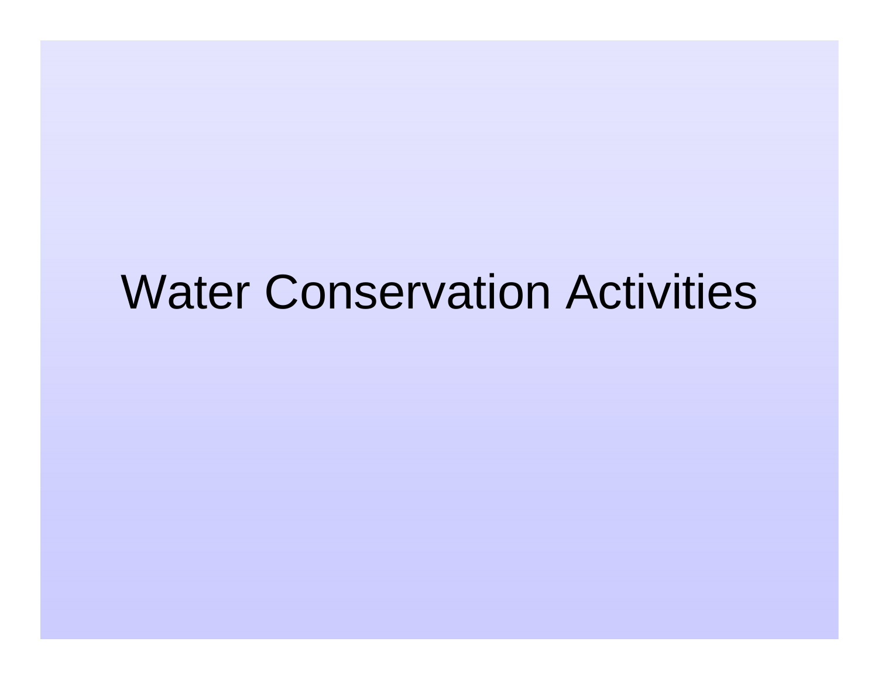# Water Conservation Activities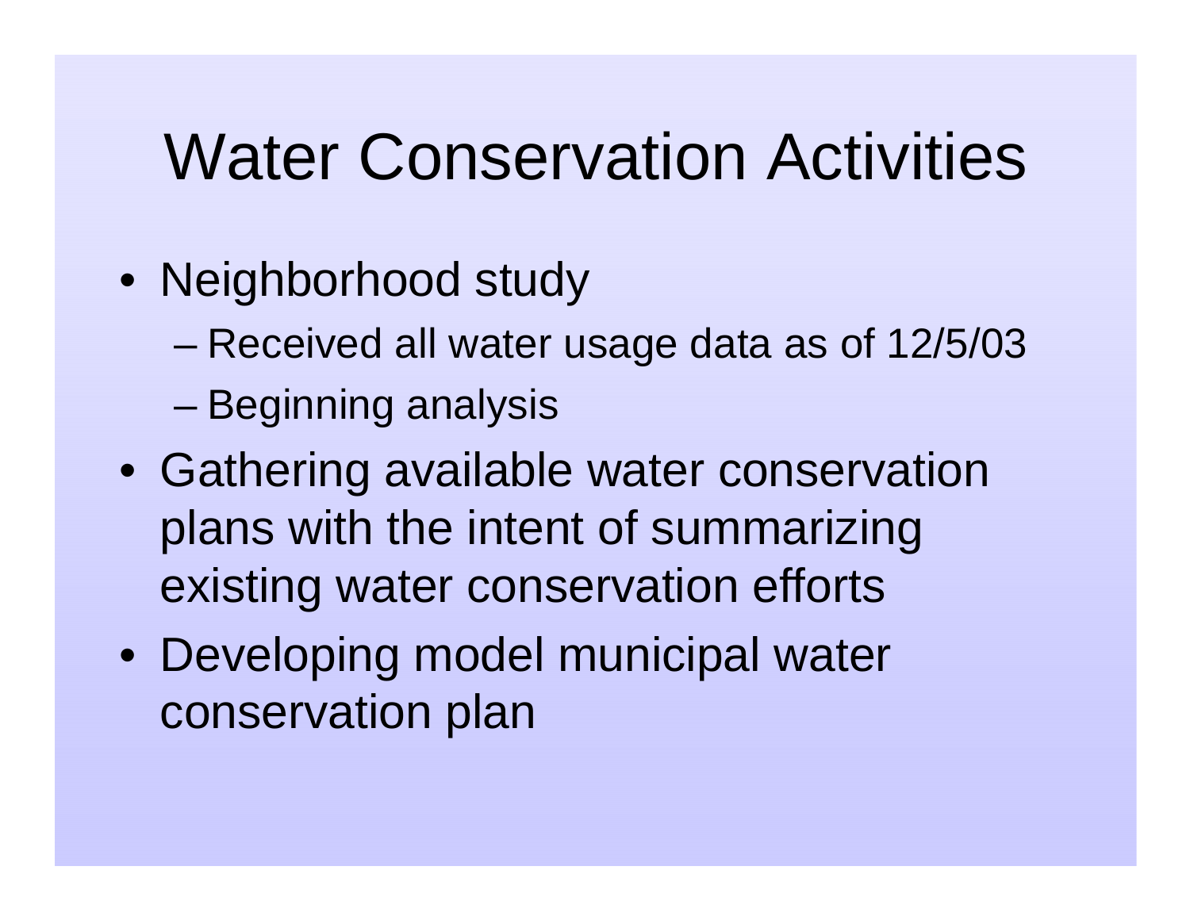# Water Conservation Activities

- Neighborhood study
  - Received all water usage data as of 12/5/03
  - Beginning analysis
- Gathering available water conservation plans with the intent of summarizing existing water conservation efforts
- Developing model municipal water conservation plan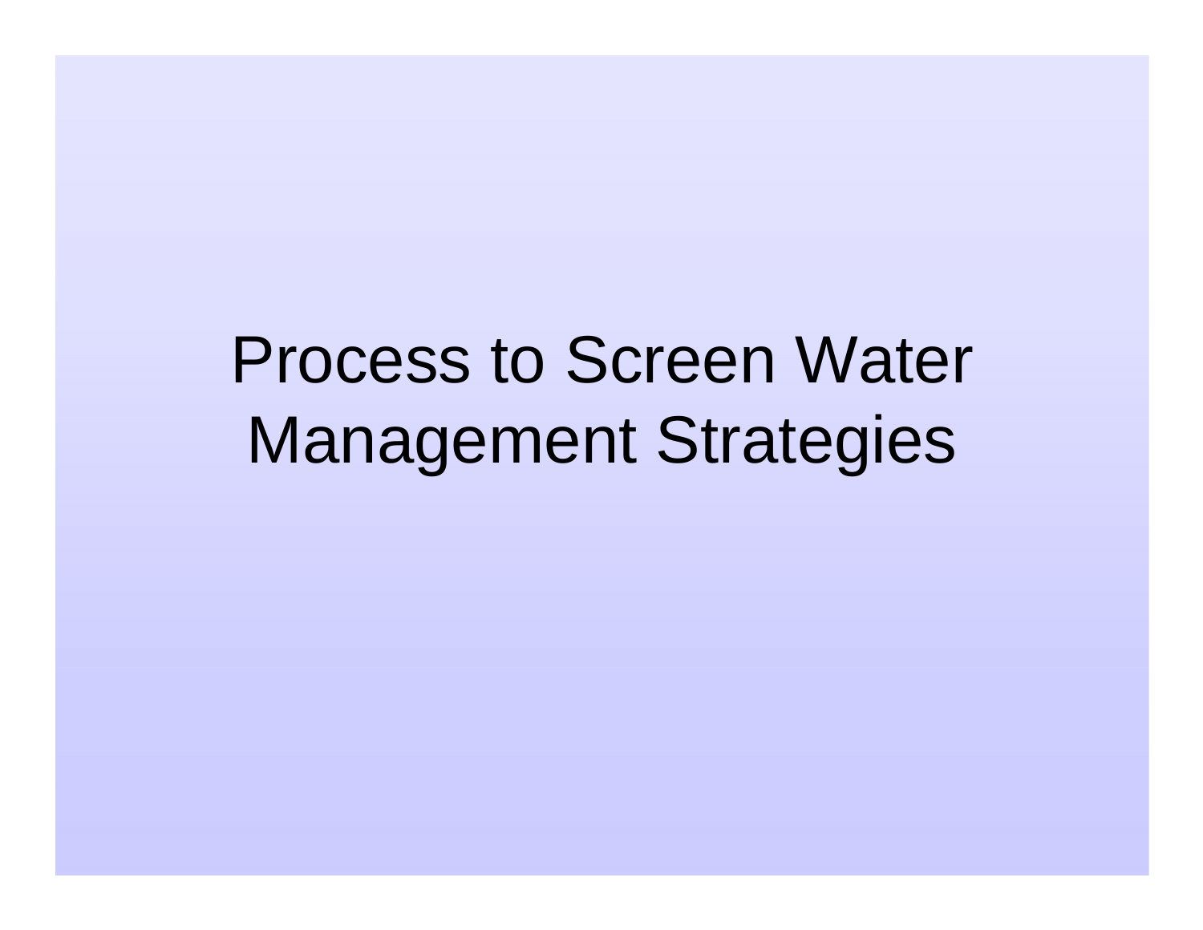# Process to Screen Water Management Strategies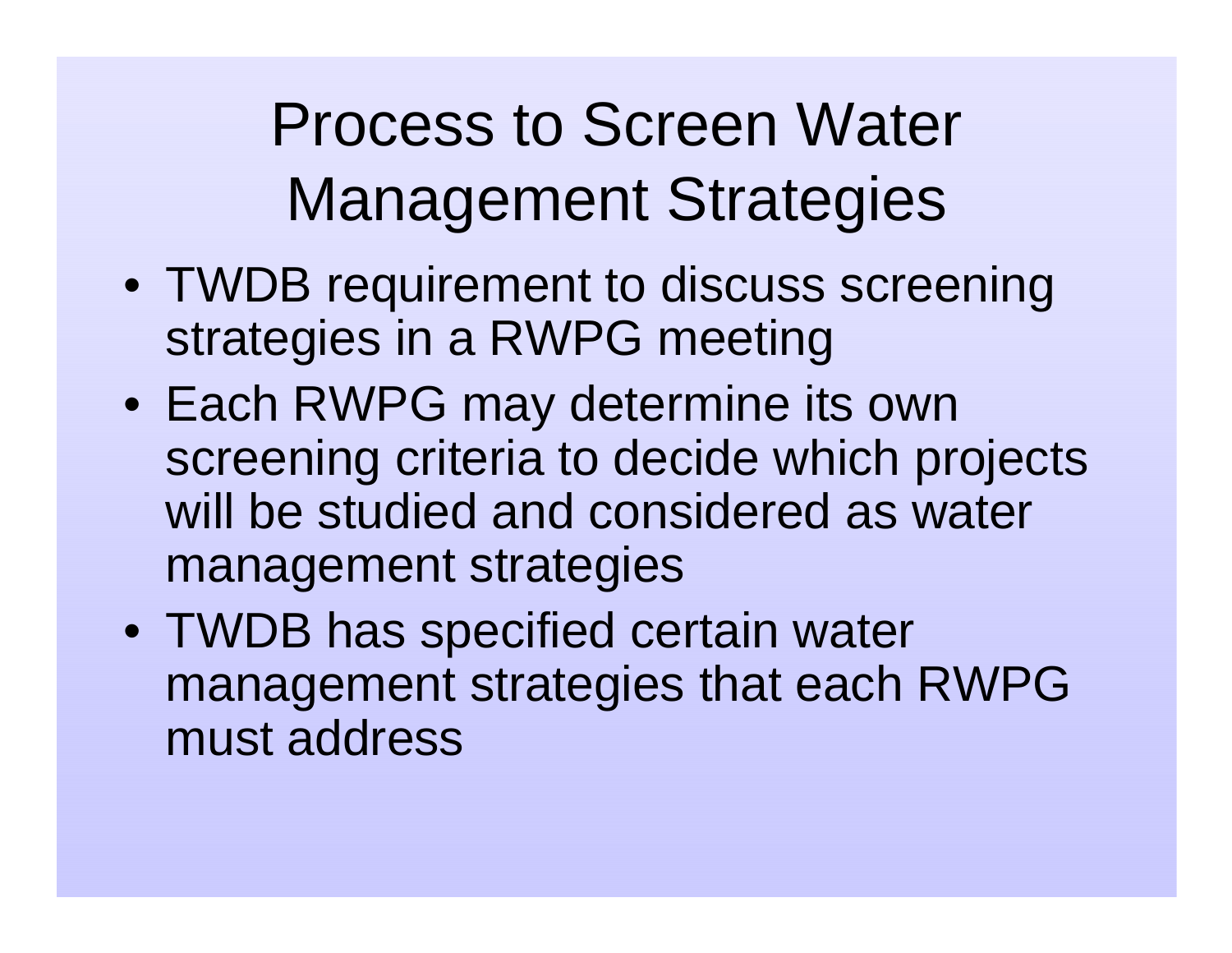# Process to Screen Water Management Strategies

- TWDB requirement to discuss screening strategies in a RWPG meeting
- Each RWPG may determine its own screening criteria to decide which projects will be studied and considered as water management strategies
- TWDB has specified certain water management strategies that each RWPG must address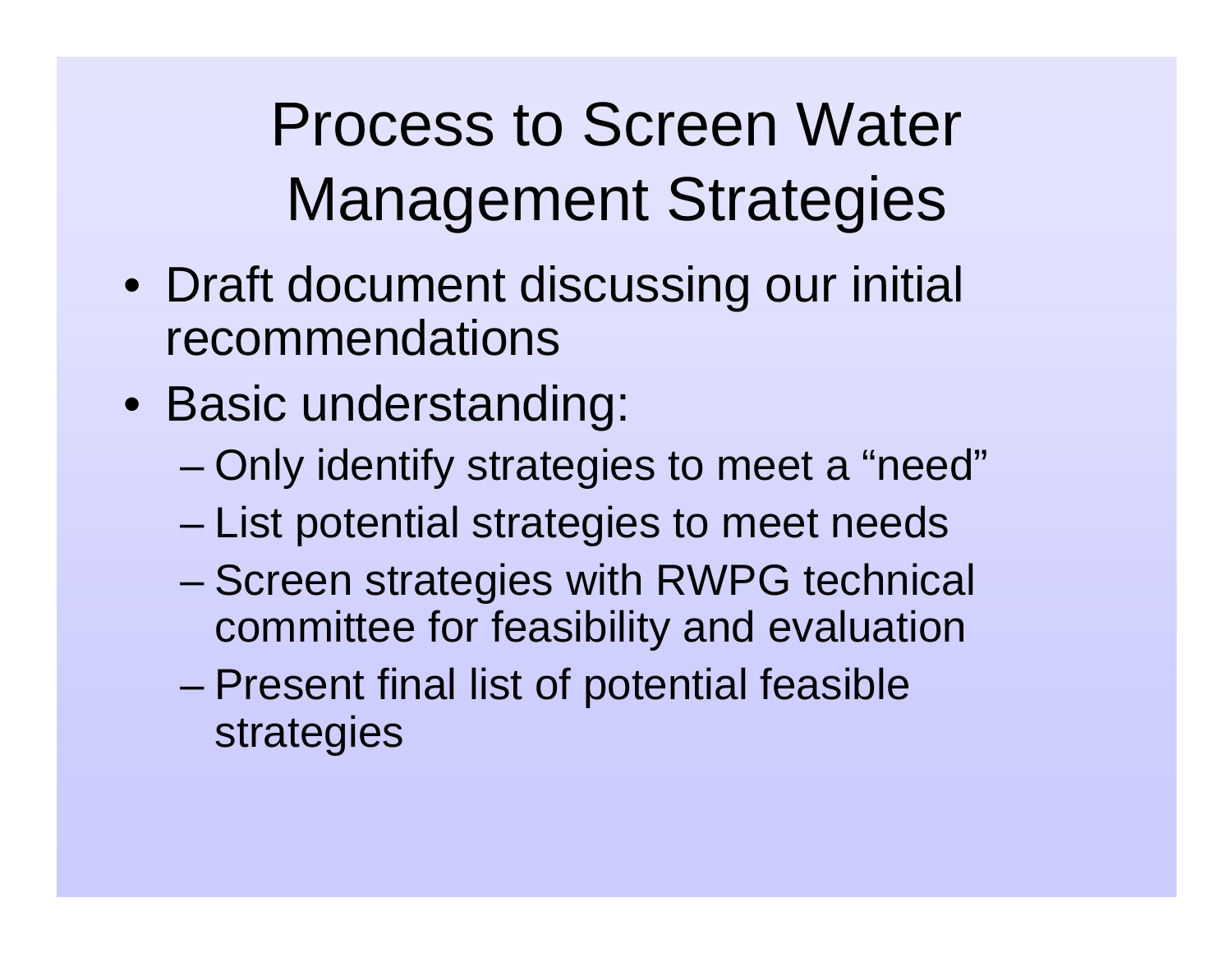# Process to Screen Water Management Strategies

- Draft document discussing our initial recommendations
- Basic understanding:
  - Only identify strategies to meet a “need”
  - List potential strategies to meet needs
  - Screen strategies with RWPG technical committee for feasibility and evaluation
  - Present final list of potential feasible strategies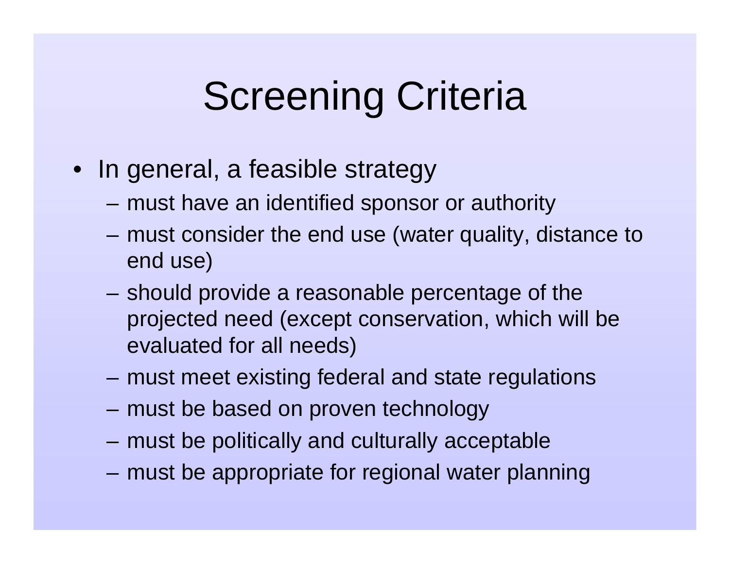# Screening Criteria

- In general, a feasible strategy
  - must have an identified sponsor or authority
  - must consider the end use (water quality, distance to end use)
  - should provide a reasonable percentage of the projected need (except conservation, which will be evaluated for all needs)
  - must meet existing federal and state regulations
  - must be based on proven technology
  - must be politically and culturally acceptable
  - must be appropriate for regional water planning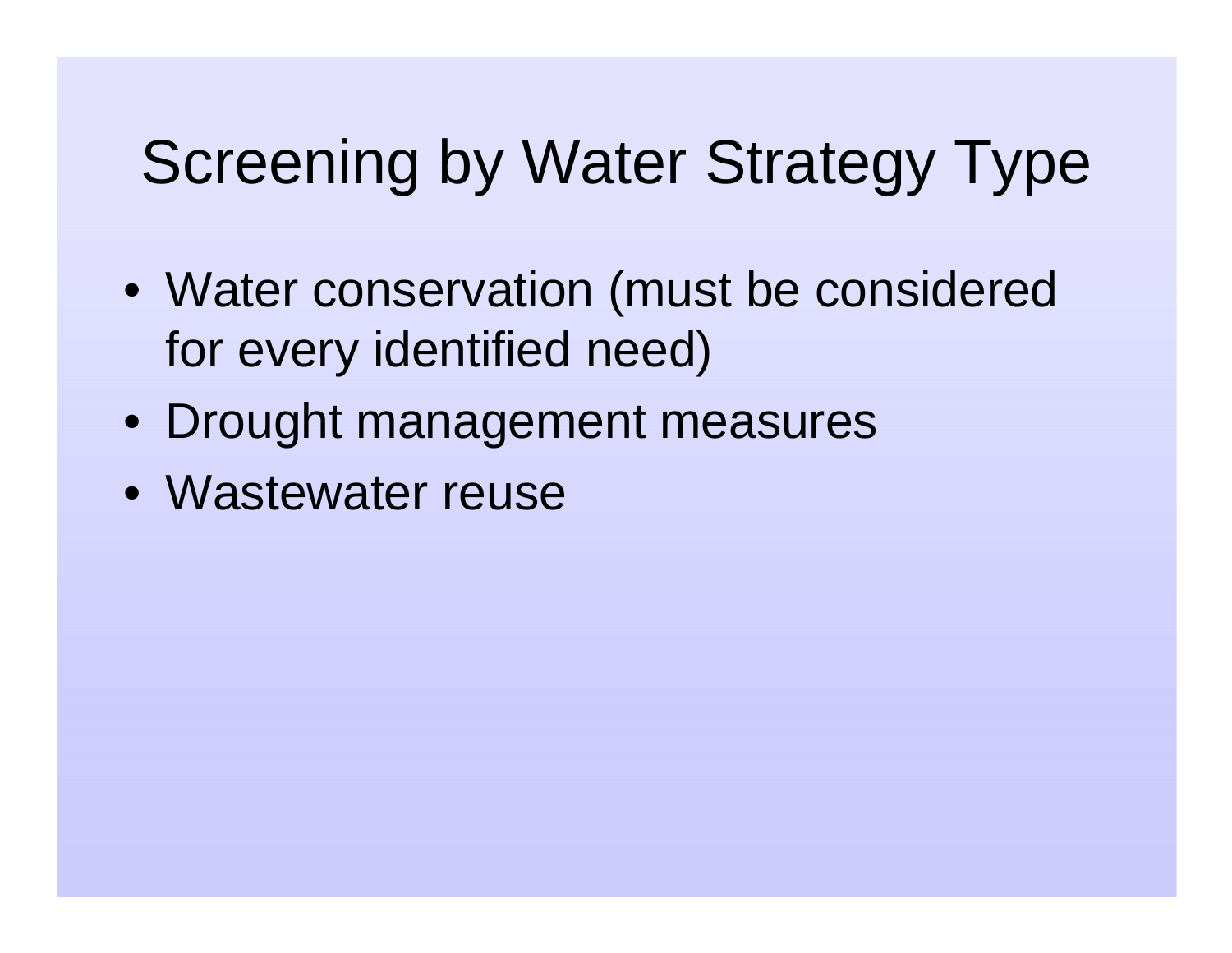# Screening by Water Strategy Type

- Water conservation (must be considered for every identified need)
- Drought management measures
- Wastewater reuse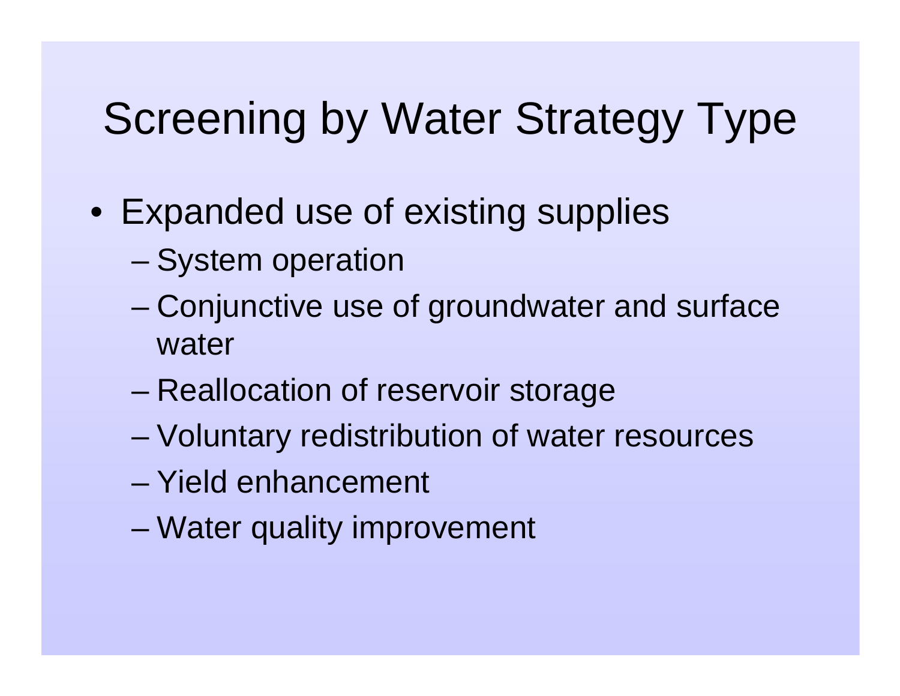# Screening by Water Strategy Type

- Expanded use of existing supplies
  - System operation
  - Conjunctive use of groundwater and surface water
  - Reallocation of reservoir storage
  - Voluntary redistribution of water resources
  - Yield enhancement
  - Water quality improvement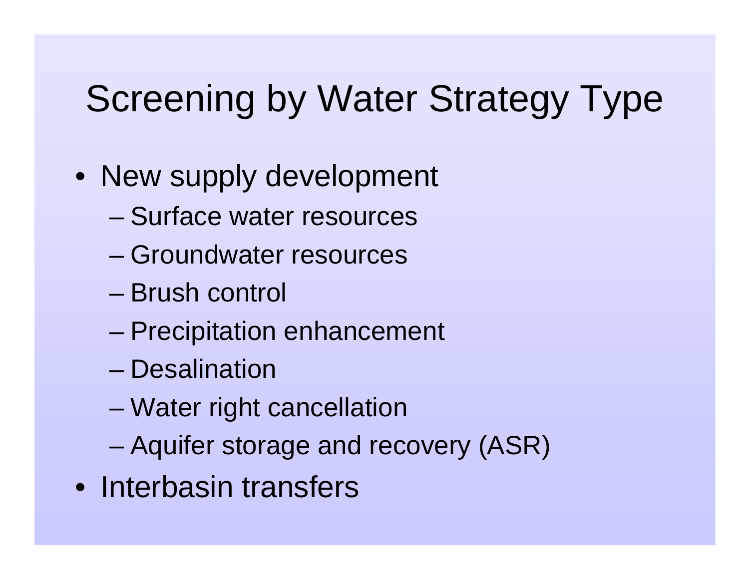# Screening by Water Strategy Type

- New supply development
  - Surface water resources
  - Groundwater resources
  - Brush control
  - Precipitation enhancement
  - Desalination
  - Water right cancellation
  - Aquifer storage and recovery (ASR)
- Interbasin transfers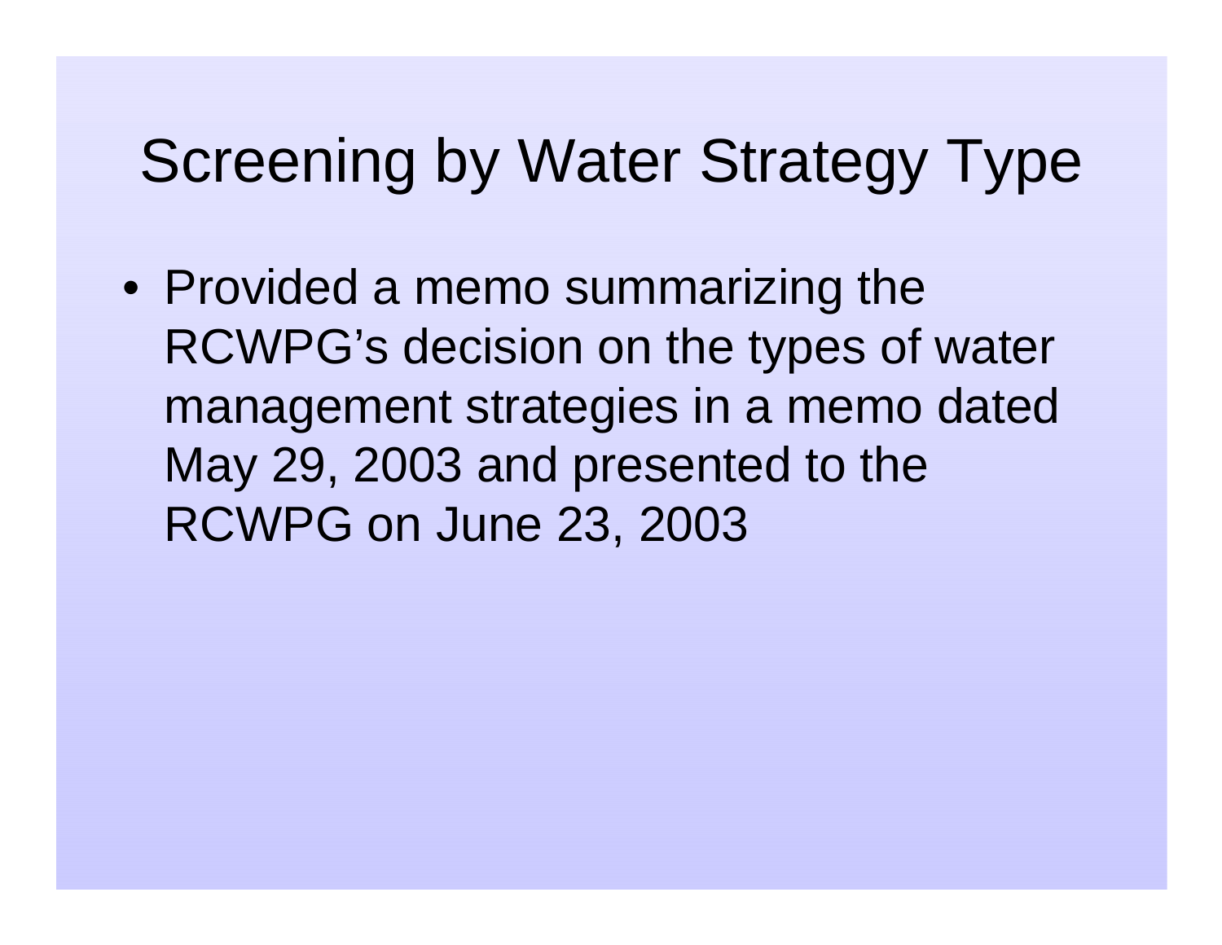# Screening by Water Strategy Type

- Provided a memo summarizing the RCWPG's decision on the types of water management strategies in a memo dated May 29, 2003 and presented to the RCWPG on June 23, 2003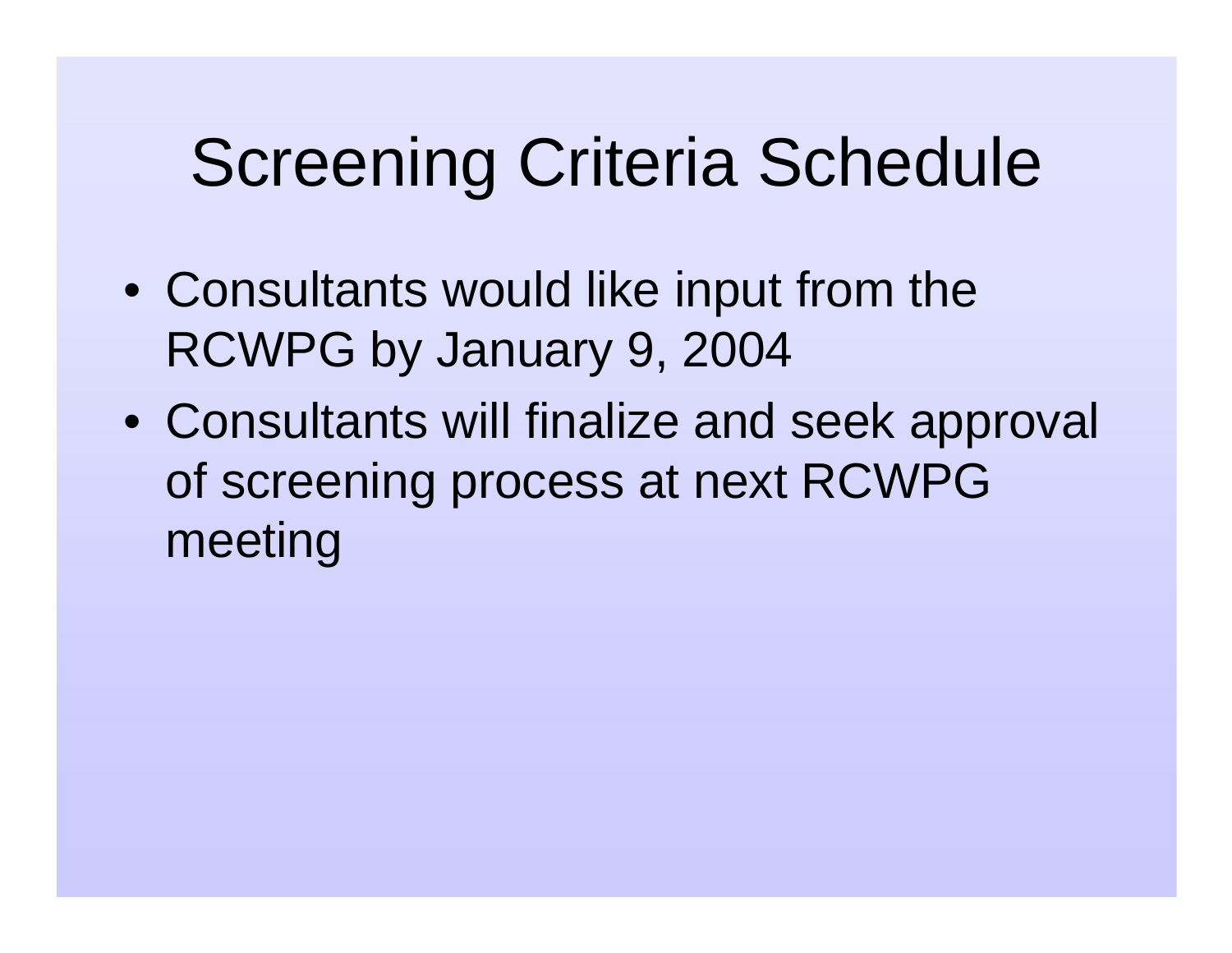# Screening Criteria Schedule

- Consultants would like input from the RCWPG by January 9, 2004
- Consultants will finalize and seek approval of screening process at next RCWPG meeting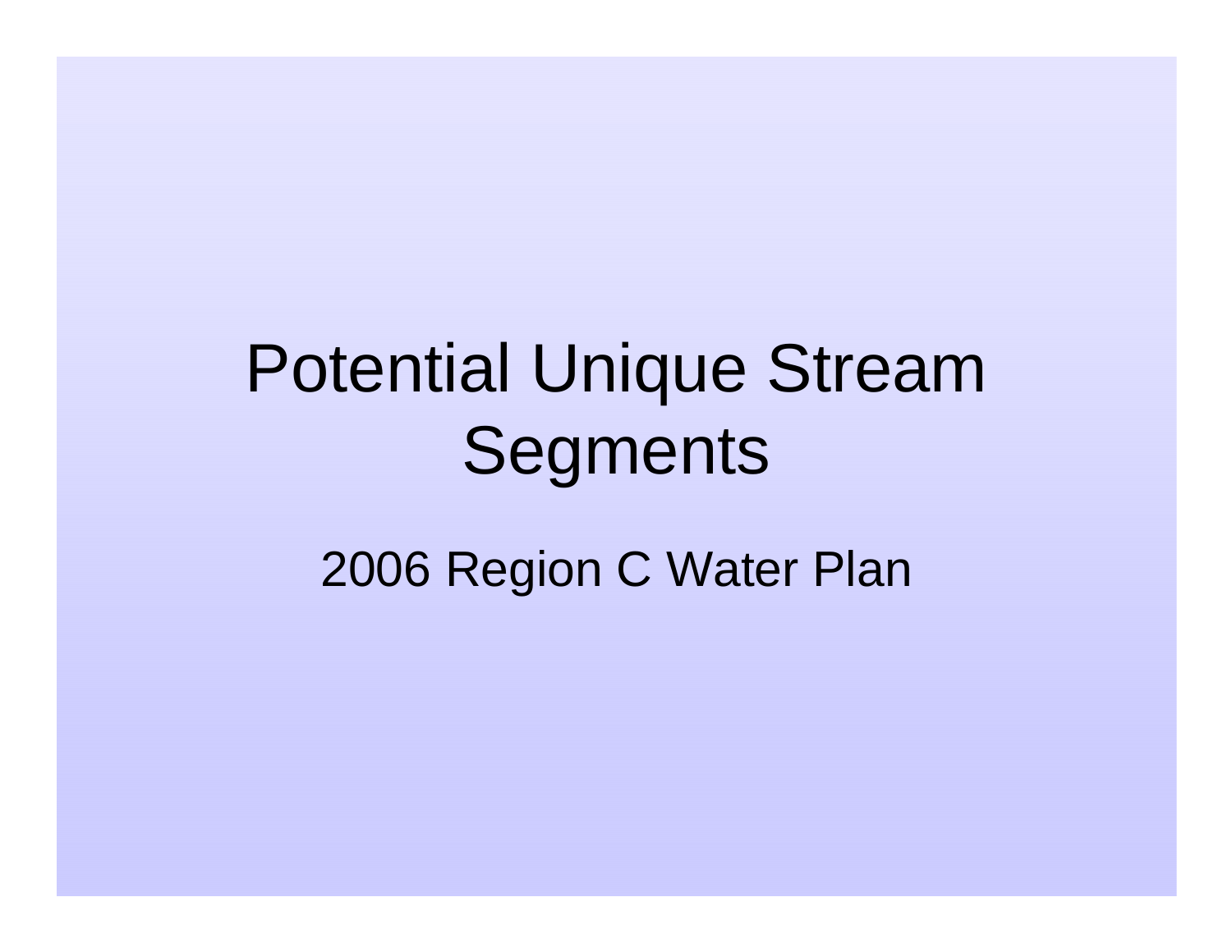# Potential Unique Stream Segments

2006 Region C Water Plan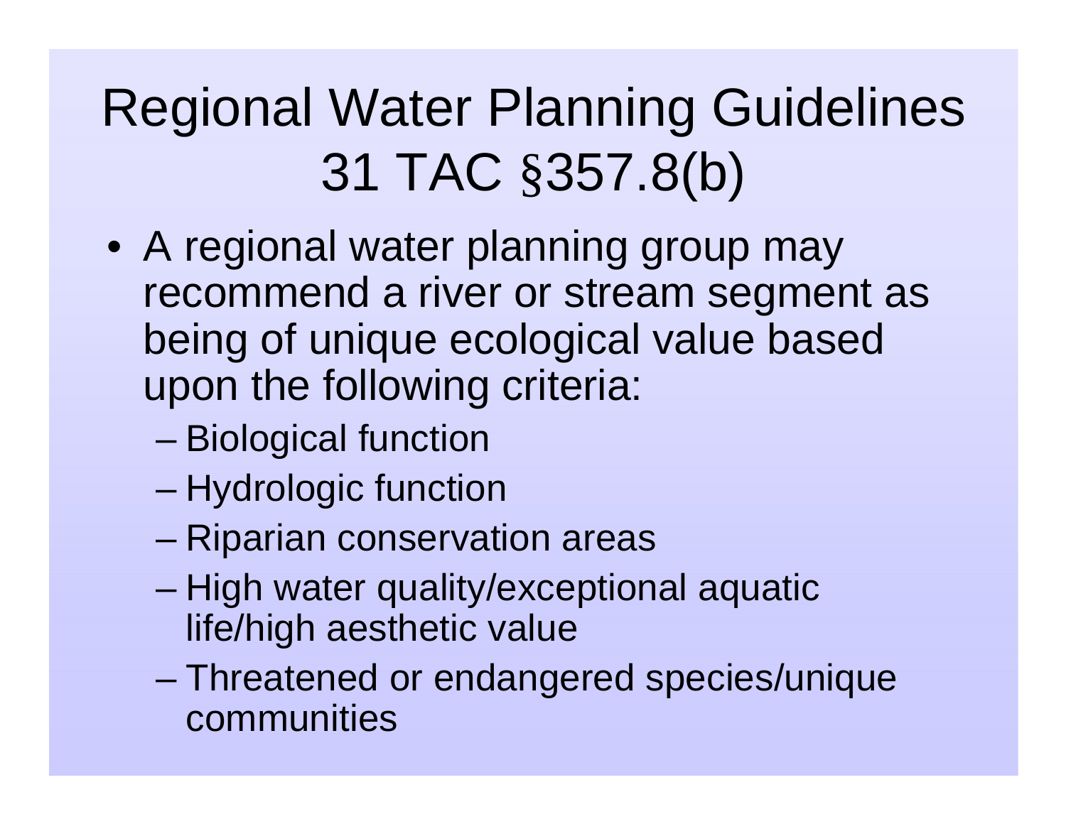# Regional Water Planning Guidelines 31 TAC §357.8(b)

- A regional water planning group may recommend a river or stream segment as being of unique ecological value based upon the following criteria:
  - Biological function
  - Hydrologic function
  - Riparian conservation areas
  - High water quality/exceptional aquatic life/high aesthetic value
  - Threatened or endangered species/unique communities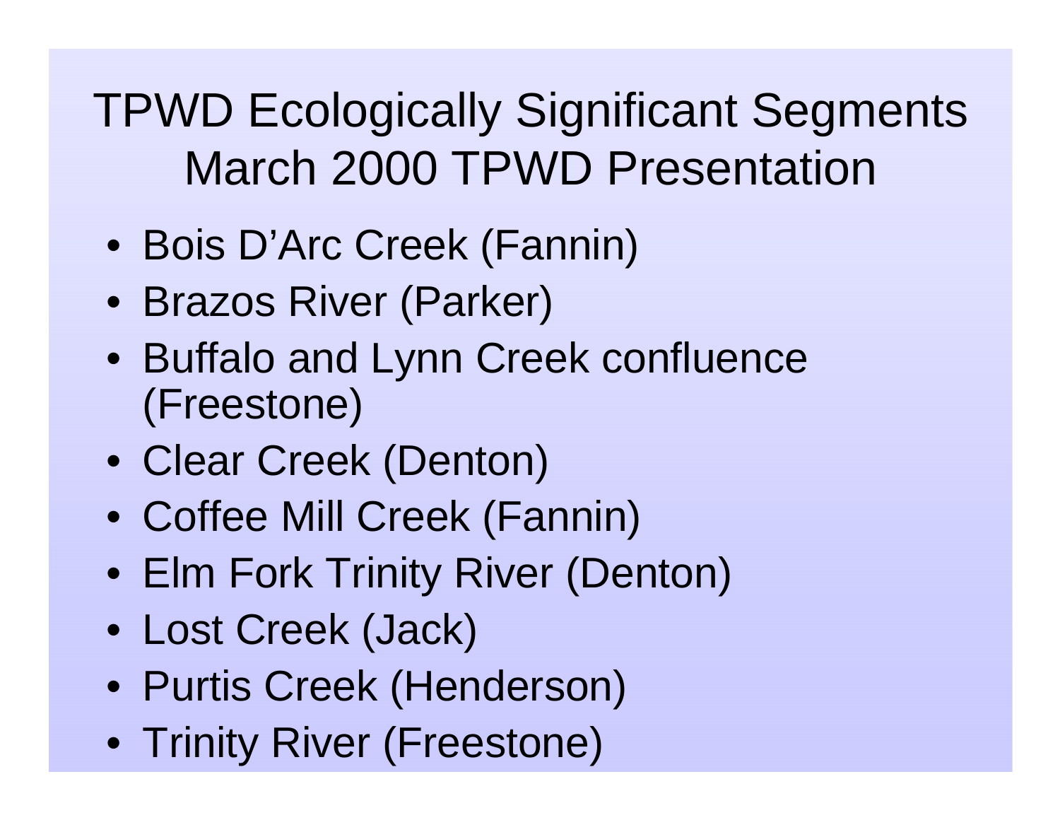# TPWD Ecologically Significant Segments March 2000 TPWD Presentation

- Bois D'Arc Creek (Fannin)
- Brazos River (Parker)
- Buffalo and Lynn Creek confluence (Freestone)
- Clear Creek (Denton)
- Coffee Mill Creek (Fannin)
- Elm Fork Trinity River (Denton)
- Lost Creek (Jack)
- Purtis Creek (Henderson)
- Trinity River (Freestone)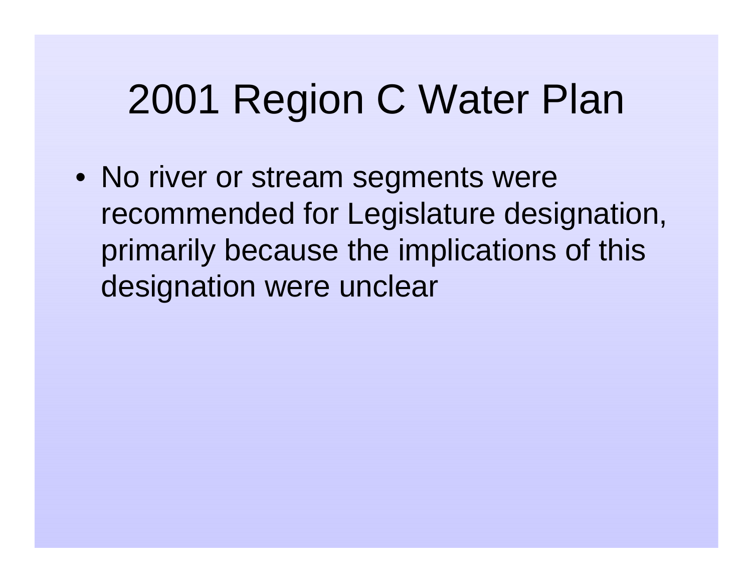# 2001 Region C Water Plan

- No river or stream segments were recommended for Legislature designation, primarily because the implications of this designation were unclear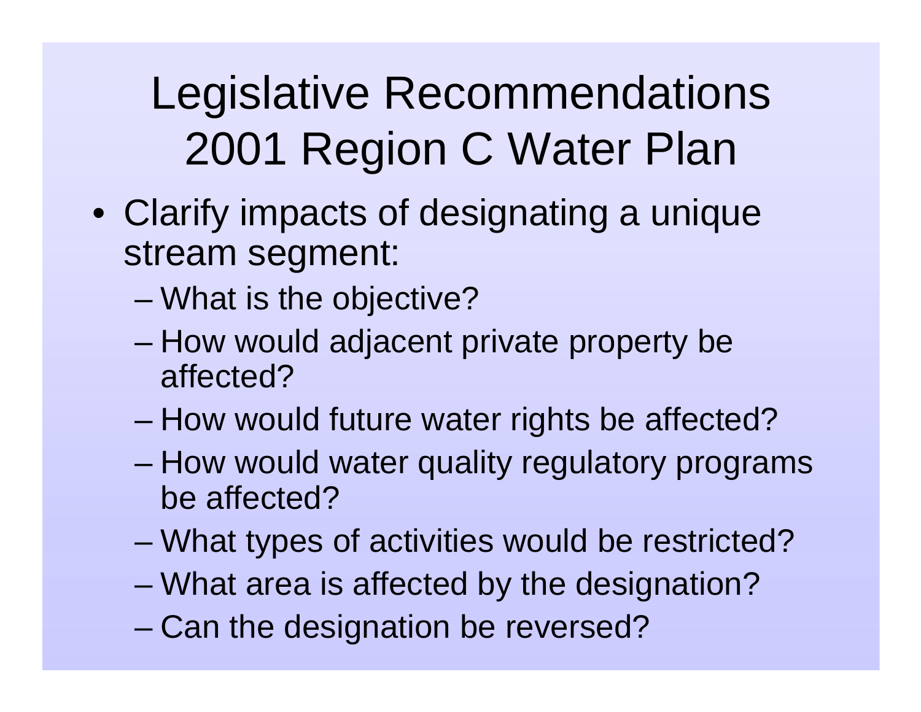# Legislative Recommendations 2001 Region C Water Plan

- Clarify impacts of designating a unique stream segment:
  - What is the objective?
  - How would adjacent private property be affected?
  - How would future water rights be affected?
  - How would water quality regulatory programs be affected?
  - What types of activities would be restricted?
  - What area is affected by the designation?
  - Can the designation be reversed?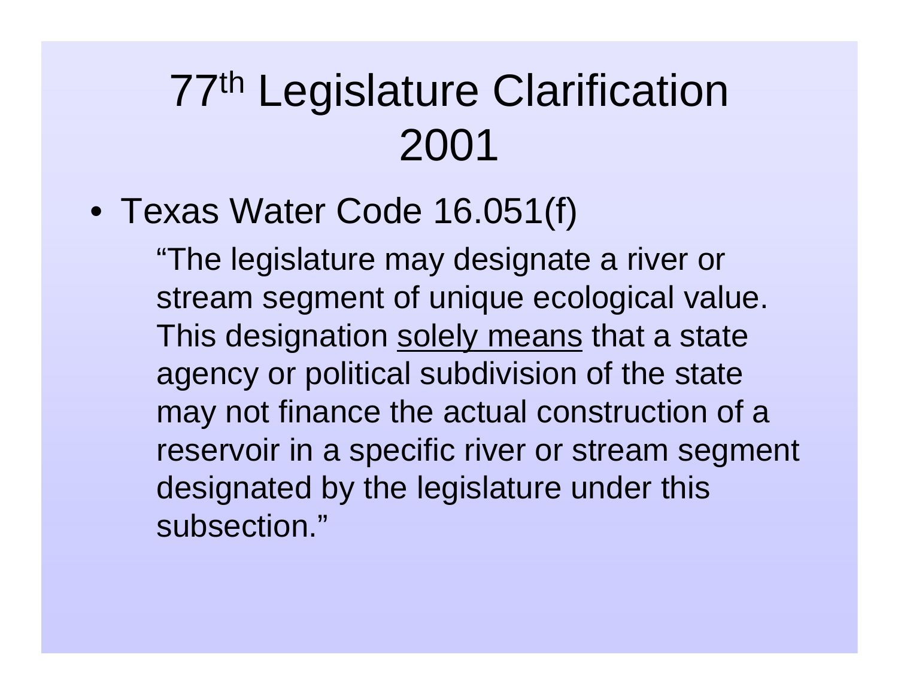# 77th Legislature Clarification 2001

- Texas Water Code 16.051(f)

  "The legislature may designate a river or stream segment of unique ecological value. This designation <u>solely means</u> that a state agency or political subdivision of the state may not finance the actual construction of a reservoir in a specific river or stream segment designated by the legislature under this subsection."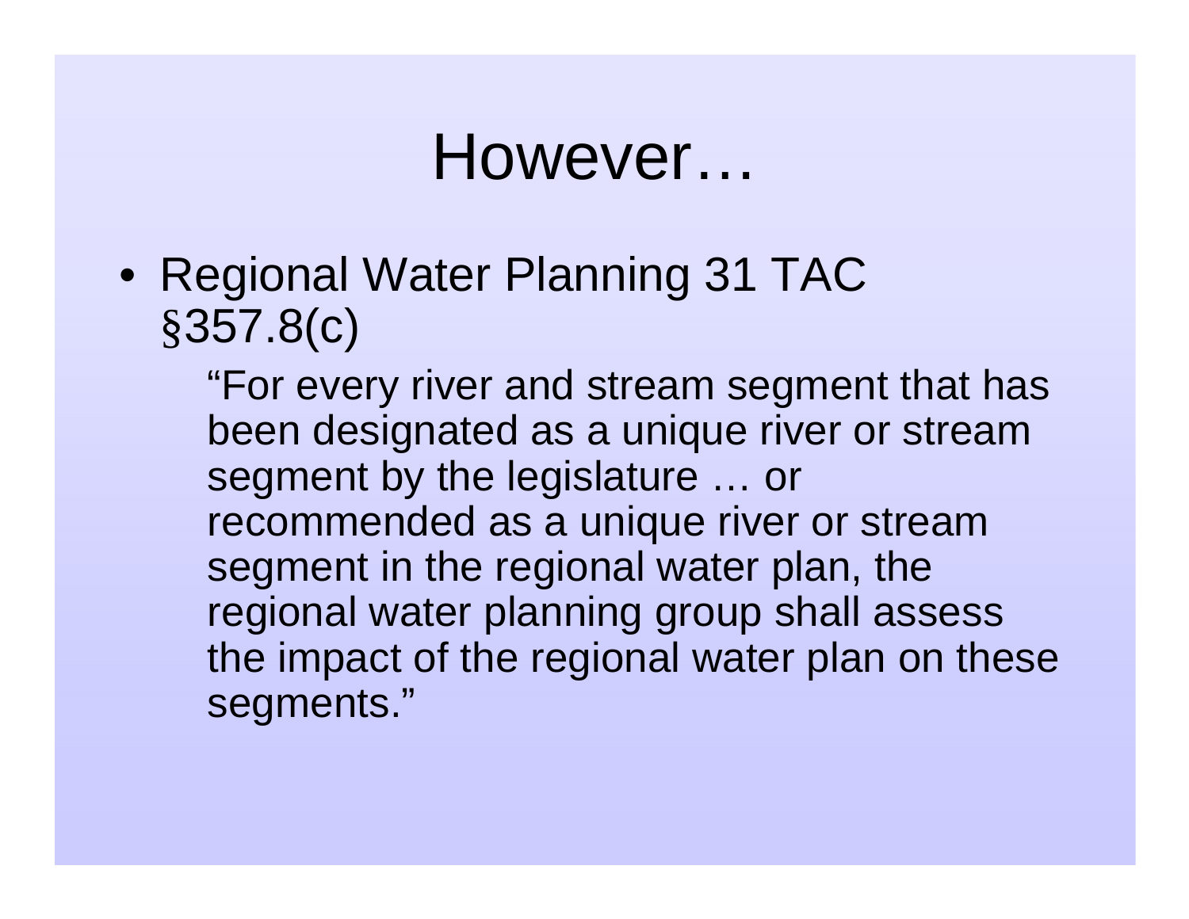# However…

- Regional Water Planning 31 TAC §357.8(c)

  "For every river and stream segment that has been designated as a unique river or stream segment by the legislature … or recommended as a unique river or stream segment in the regional water plan, the regional water planning group shall assess the impact of the regional water plan on these segments."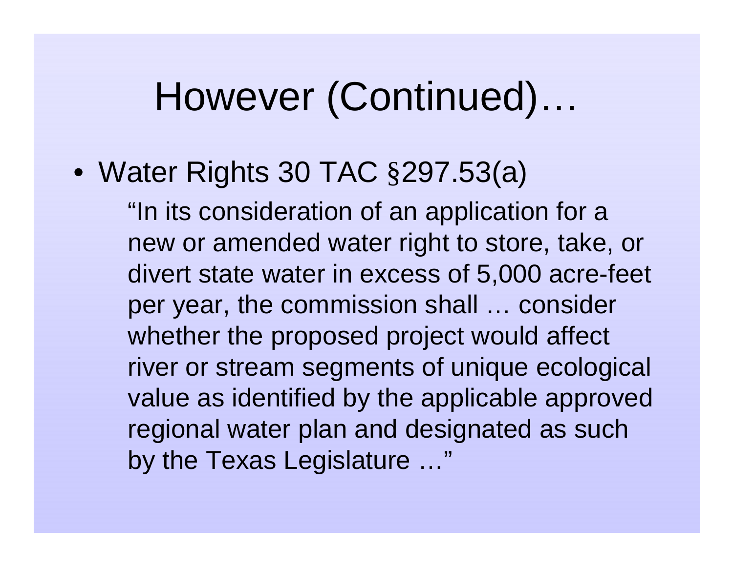# However (Continued)…

- Water Rights 30 TAC §297.53(a)

  "In its consideration of an application for a new or amended water right to store, take, or divert state water in excess of 5,000 acre-feet per year, the commission shall … consider whether the proposed project would affect river or stream segments of unique ecological value as identified by the applicable approved regional water plan and designated as such by the Texas Legislature …"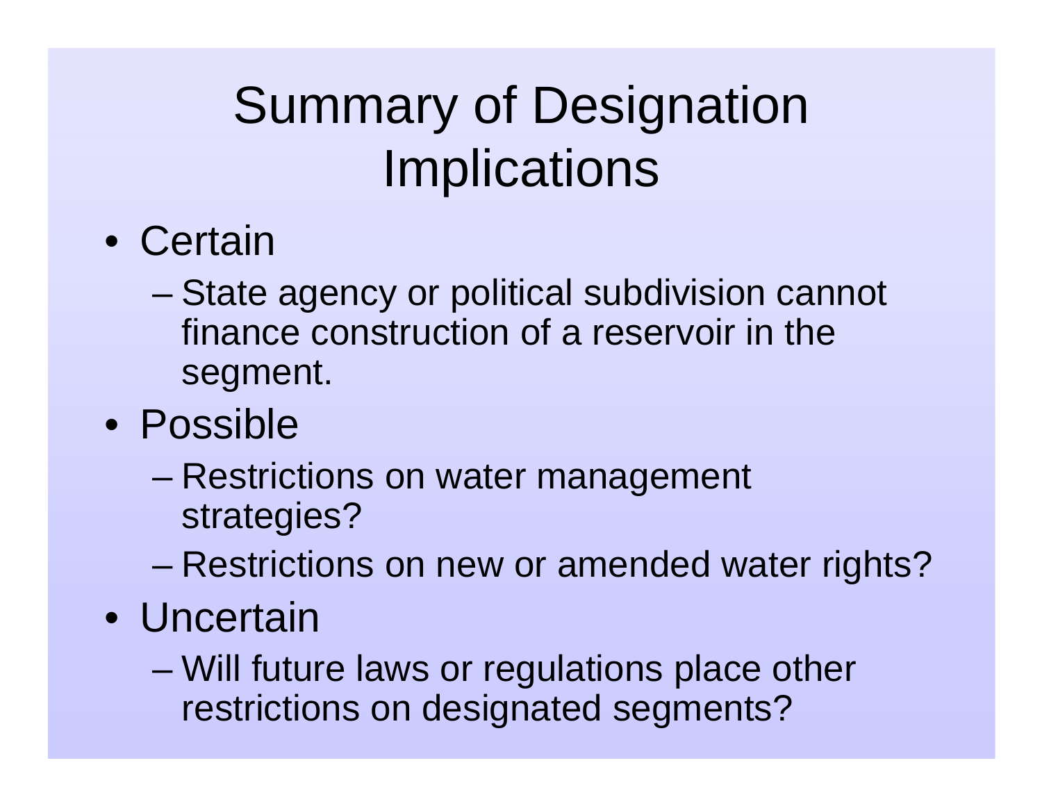# Summary of Designation Implications

- Certain
  - State agency or political subdivision cannot finance construction of a reservoir in the segment.
- Possible
  - Restrictions on water management strategies?
  - Restrictions on new or amended water rights?
- Uncertain
  - Will future laws or regulations place other restrictions on designated segments?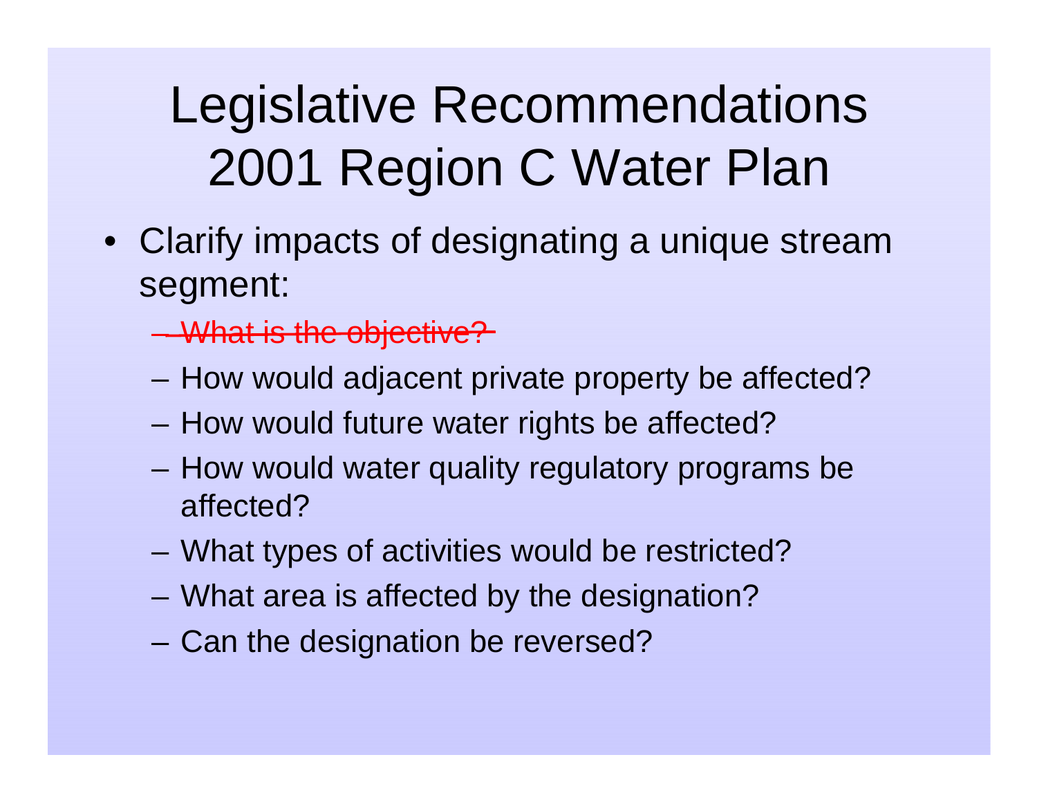# Legislative Recommendations 2001 Region C Water Plan

- Clarify impacts of designating a unique stream segment:
  - ~~What is the objective?~~
  - How would adjacent private property be affected?
  - How would future water rights be affected?
  - How would water quality regulatory programs be affected?
  - What types of activities would be restricted?
  - What area is affected by the designation?
  - Can the designation be reversed?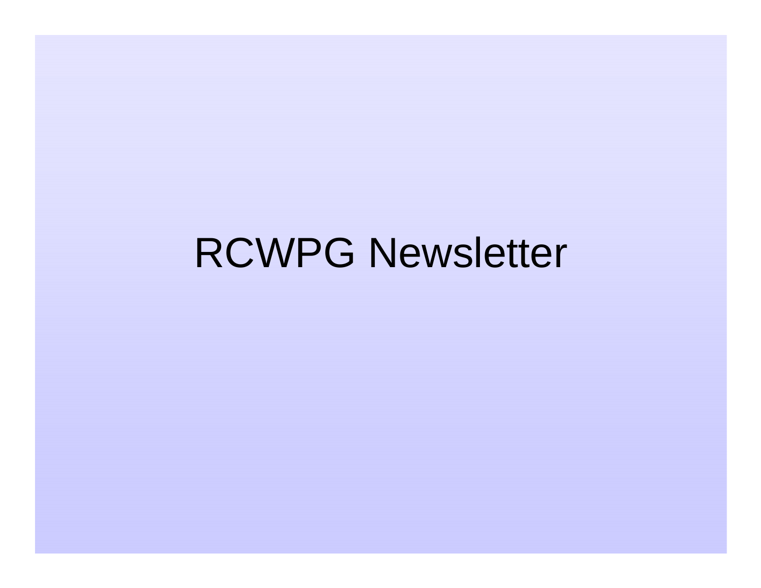# RCWPG Newsletter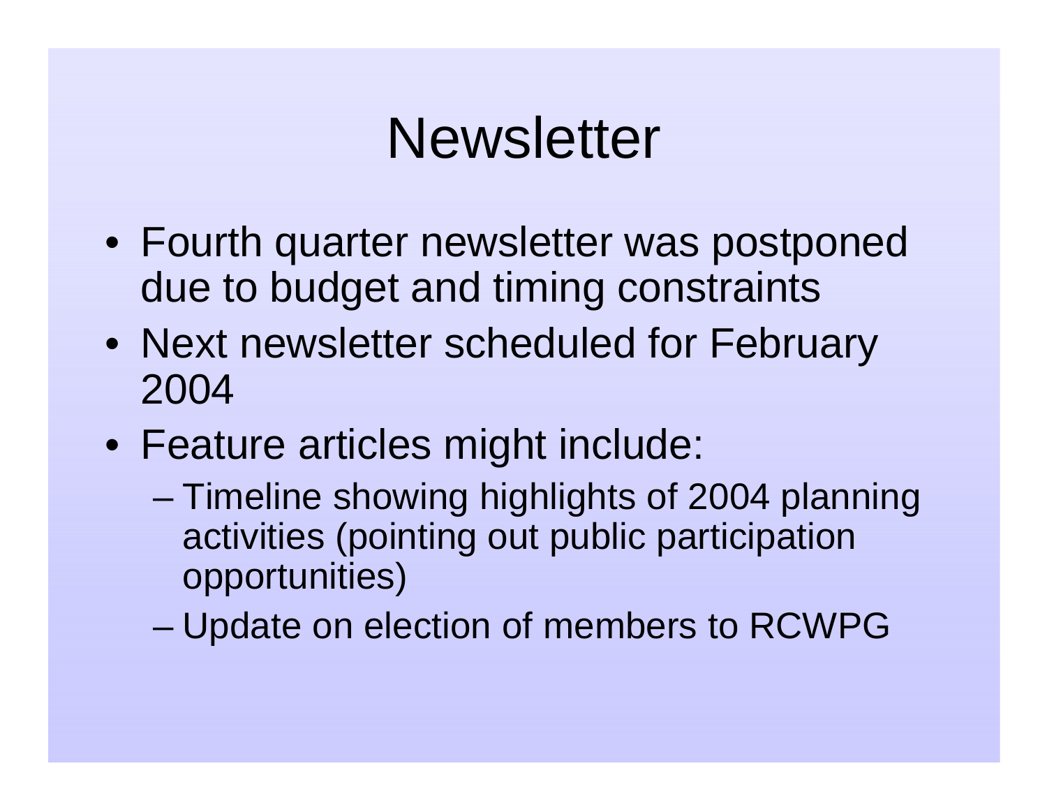# Newsletter

- Fourth quarter newsletter was postponed due to budget and timing constraints
- Next newsletter scheduled for February 2004
- Feature articles might include:
  - Timeline showing highlights of 2004 planning activities (pointing out public participation opportunities)
  - Update on election of members to RCWPG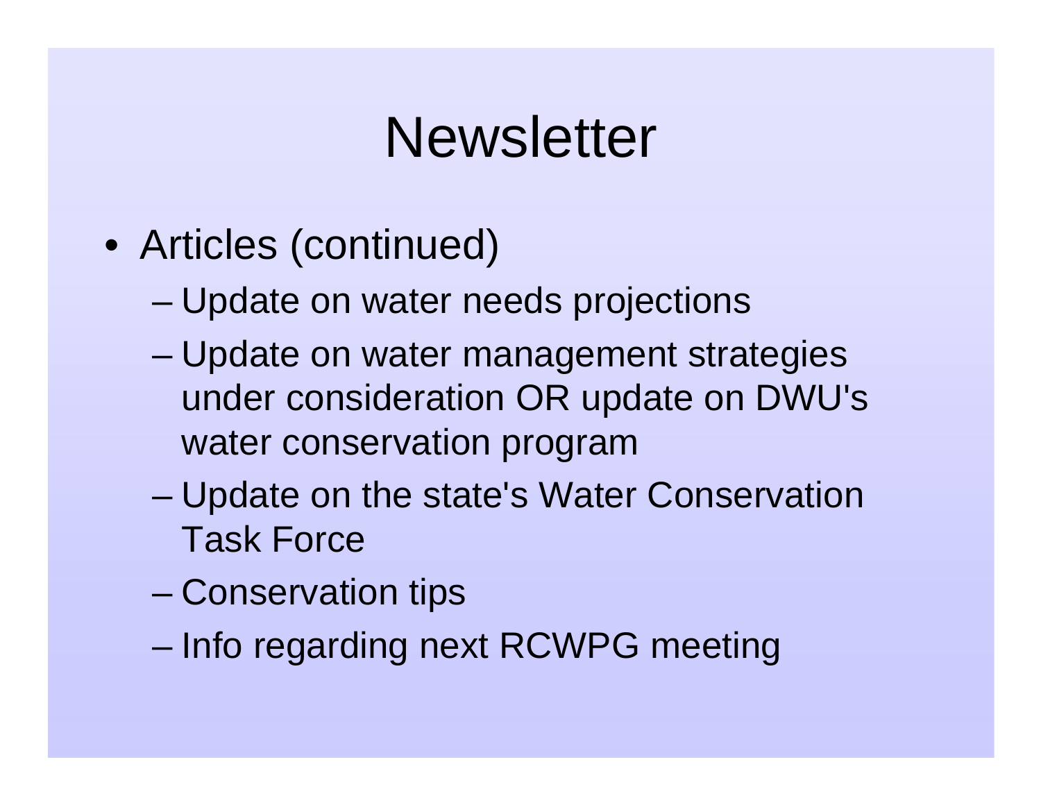# Newsletter

- Articles (continued)
  - Update on water needs projections
  - Update on water management strategies under consideration OR update on DWU's water conservation program
  - Update on the state's Water Conservation Task Force
  - Conservation tips
  - Info regarding next RCWPG meeting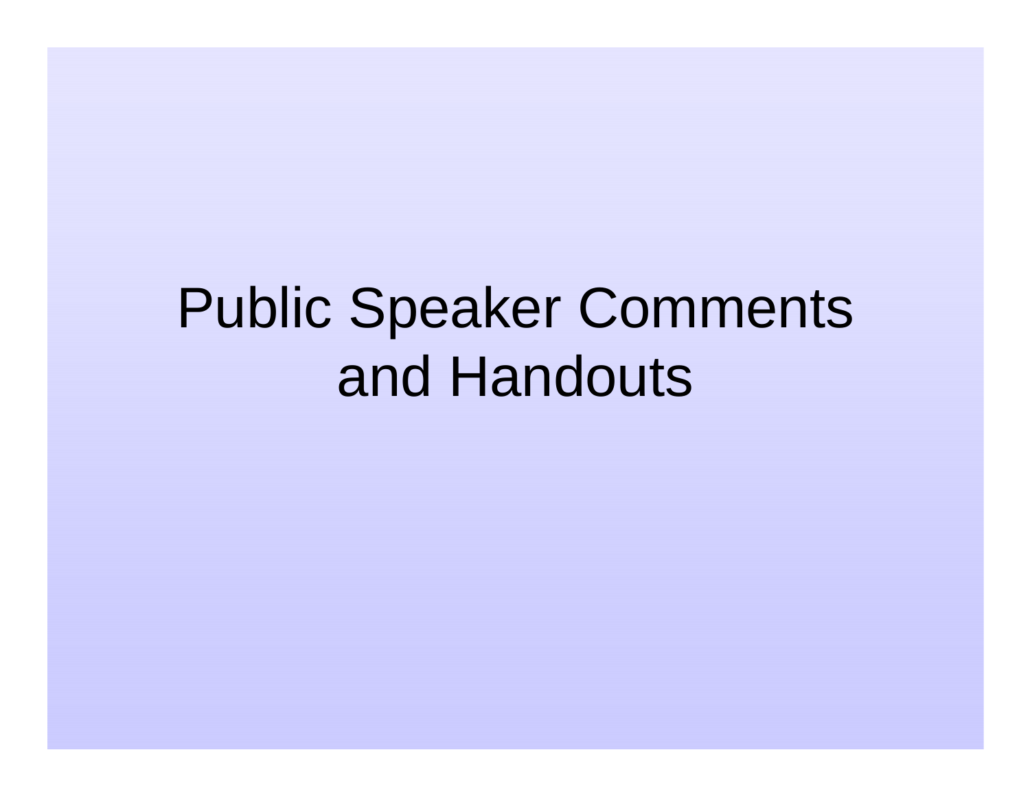# Public Speaker Comments and Handouts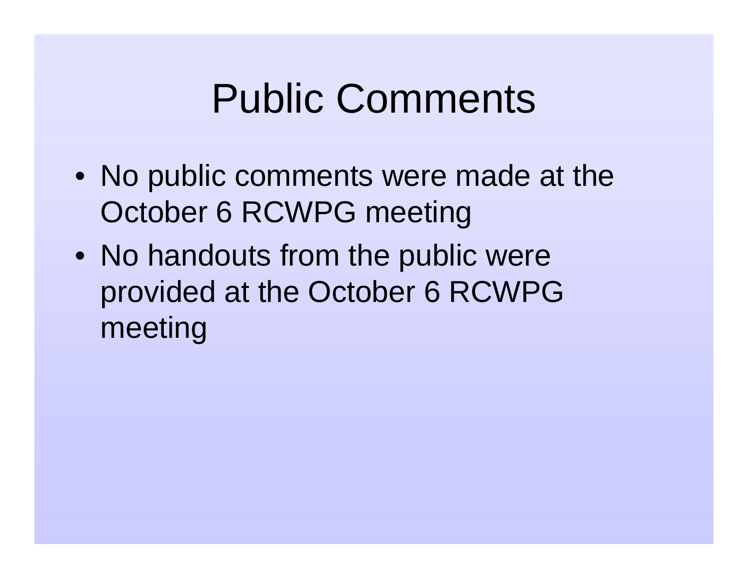# Public Comments

- No public comments were made at the October 6 RCWPG meeting
- No handouts from the public were provided at the October 6 RCWPG meeting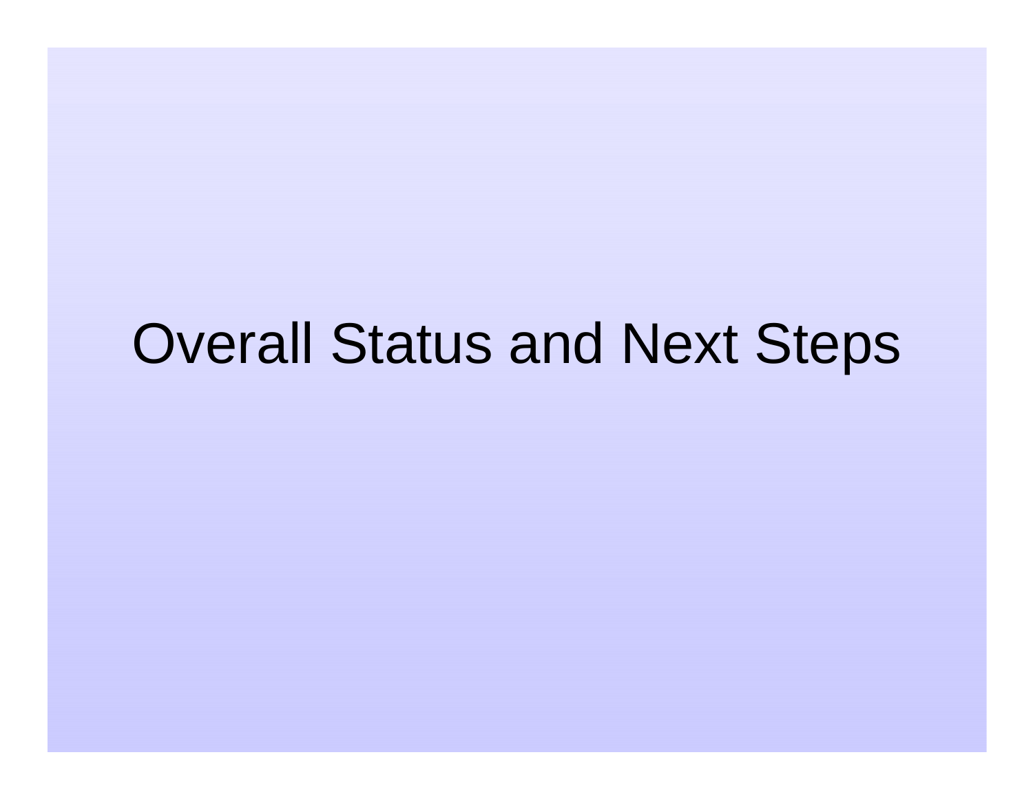# Overall Status and Next Steps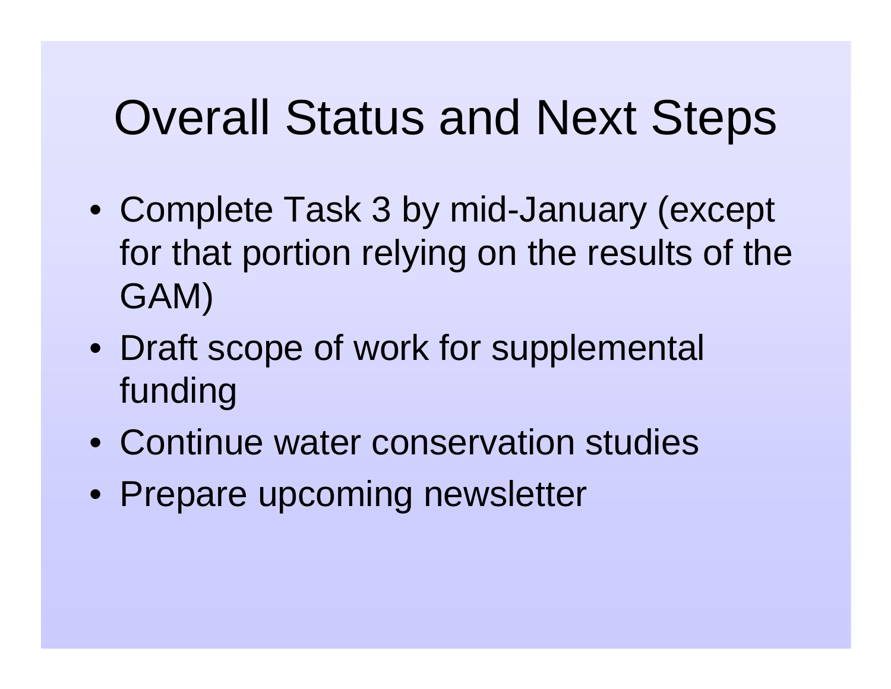# Overall Status and Next Steps

- Complete Task 3 by mid-January (except for that portion relying on the results of the GAM)
- Draft scope of work for supplemental funding
- Continue water conservation studies
- Prepare upcoming newsletter